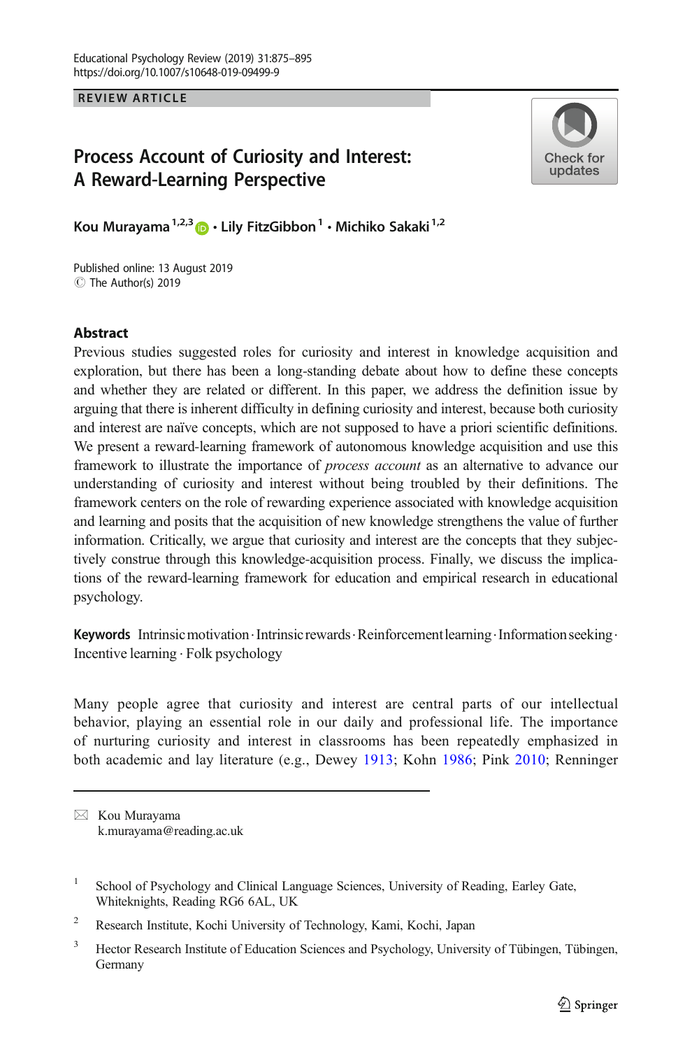REVIEW ARTICLE

# Process Account of Curiosity and Interest: A Reward-Learning Perspective

**Kou Murayama**[1,2,3] **· Lily FitzGibbon**[1] **· Michiko Sakaki**[1,2]

Published online: 13 August 2019
© The Author(s) 2019

## Abstract

Previous studies suggested roles for curiosity and interest in knowledge acquisition and exploration, but there has been a long-standing debate about how to define these concepts and whether they are related or different. In this paper, we address the definition issue by arguing that there is inherent difficulty in defining curiosity and interest, because both curiosity and interest are naïve concepts, which are not supposed to have a priori scientific definitions. We present a reward-learning framework of autonomous knowledge acquisition and use this framework to illustrate the importance of *process account* as an alternative to advance our understanding of curiosity and interest without being troubled by their definitions. The framework centers on the role of rewarding experience associated with knowledge acquisition and learning and posits that the acquisition of new knowledge strengthens the value of further information. Critically, we argue that curiosity and interest are the concepts that they subjectively construe through this knowledge-acquisition process. Finally, we discuss the implications of the reward-learning framework for education and empirical research in educational psychology.

**Keywords** Intrinsic motivation · Intrinsic rewards · Reinforcement learning · Information seeking · Incentive learning · Folk psychology

Many people agree that curiosity and interest are central parts of our intellectual behavior, playing an essential role in our daily and professional life. The importance of nurturing curiosity and interest in classrooms has been repeatedly emphasized in both academic and lay literature (e.g., Dewey 1913; Kohn 1986; Pink 2010; Renninger

---

✉ Kou Murayama
k.murayama@reading.ac.uk

[1] School of Psychology and Clinical Language Sciences, University of Reading, Earley Gate, Whiteknights, Reading RG6 6AL, UK

[2] Research Institute, Kochi University of Technology, Kami, Kochi, Japan

[3] Hector Research Institute of Education Sciences and Psychology, University of Tübingen, Tübingen, Germany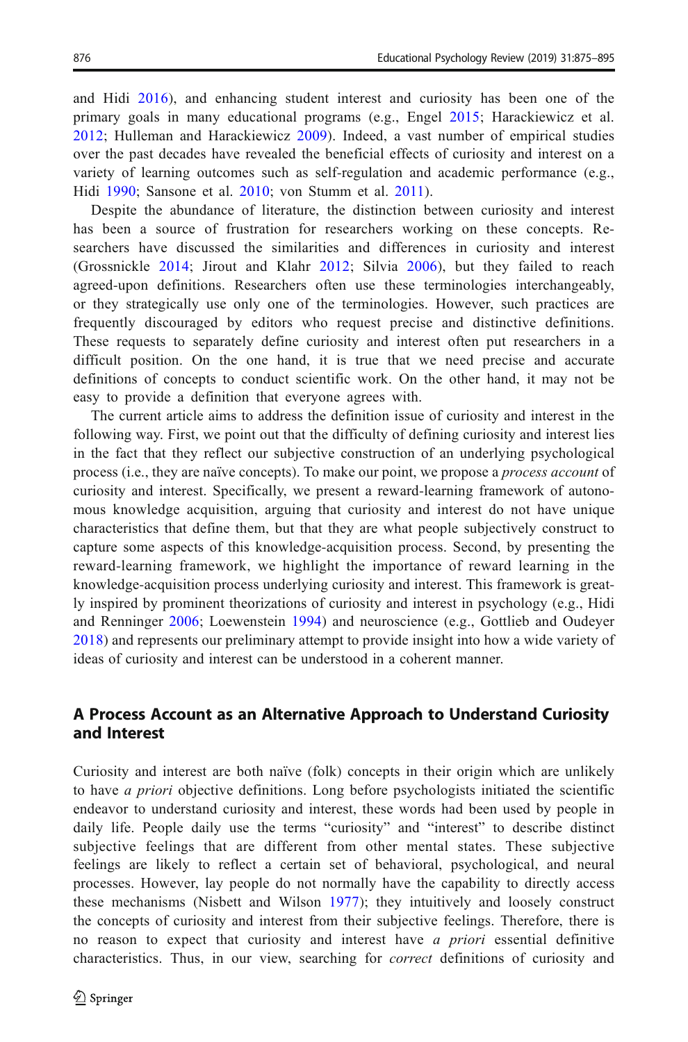and Hidi 2016), and enhancing student interest and curiosity has been one of the primary goals in many educational programs (e.g., Engel 2015; Harackiewicz et al. 2012; Hulleman and Harackiewicz 2009). Indeed, a vast number of empirical studies over the past decades have revealed the beneficial effects of curiosity and interest on a variety of learning outcomes such as self-regulation and academic performance (e.g., Hidi 1990; Sansone et al. 2010; von Stumm et al. 2011).

Despite the abundance of literature, the distinction between curiosity and interest has been a source of frustration for researchers working on these concepts. Researchers have discussed the similarities and differences in curiosity and interest (Grossnickle 2014; Jirout and Klahr 2012; Silvia 2006), but they failed to reach agreed-upon definitions. Researchers often use these terminologies interchangeably, or they strategically use only one of the terminologies. However, such practices are frequently discouraged by editors who request precise and distinctive definitions. These requests to separately define curiosity and interest often put researchers in a difficult position. On the one hand, it is true that we need precise and accurate definitions of concepts to conduct scientific work. On the other hand, it may not be easy to provide a definition that everyone agrees with.

The current article aims to address the definition issue of curiosity and interest in the following way. First, we point out that the difficulty of defining curiosity and interest lies in the fact that they reflect our subjective construction of an underlying psychological process (i.e., they are naïve concepts). To make our point, we propose a *process account* of curiosity and interest. Specifically, we present a reward-learning framework of autonomous knowledge acquisition, arguing that curiosity and interest do not have unique characteristics that define them, but that they are what people subjectively construct to capture some aspects of this knowledge-acquisition process. Second, by presenting the reward-learning framework, we highlight the importance of reward learning in the knowledge-acquisition process underlying curiosity and interest. This framework is greatly inspired by prominent theorizations of curiosity and interest in psychology (e.g., Hidi and Renninger 2006; Loewenstein 1994) and neuroscience (e.g., Gottlieb and Oudeyer 2018) and represents our preliminary attempt to provide insight into how a wide variety of ideas of curiosity and interest can be understood in a coherent manner.

## A Process Account as an Alternative Approach to Understand Curiosity and Interest

Curiosity and interest are both naïve (folk) concepts in their origin which are unlikely to have *a priori* objective definitions. Long before psychologists initiated the scientific endeavor to understand curiosity and interest, these words had been used by people in daily life. People daily use the terms "curiosity" and "interest" to describe distinct subjective feelings that are different from other mental states. These subjective feelings are likely to reflect a certain set of behavioral, psychological, and neural processes. However, lay people do not normally have the capability to directly access these mechanisms (Nisbett and Wilson 1977); they intuitively and loosely construct the concepts of curiosity and interest from their subjective feelings. Therefore, there is no reason to expect that curiosity and interest have *a priori* essential definitive characteristics. Thus, in our view, searching for *correct* definitions of curiosity and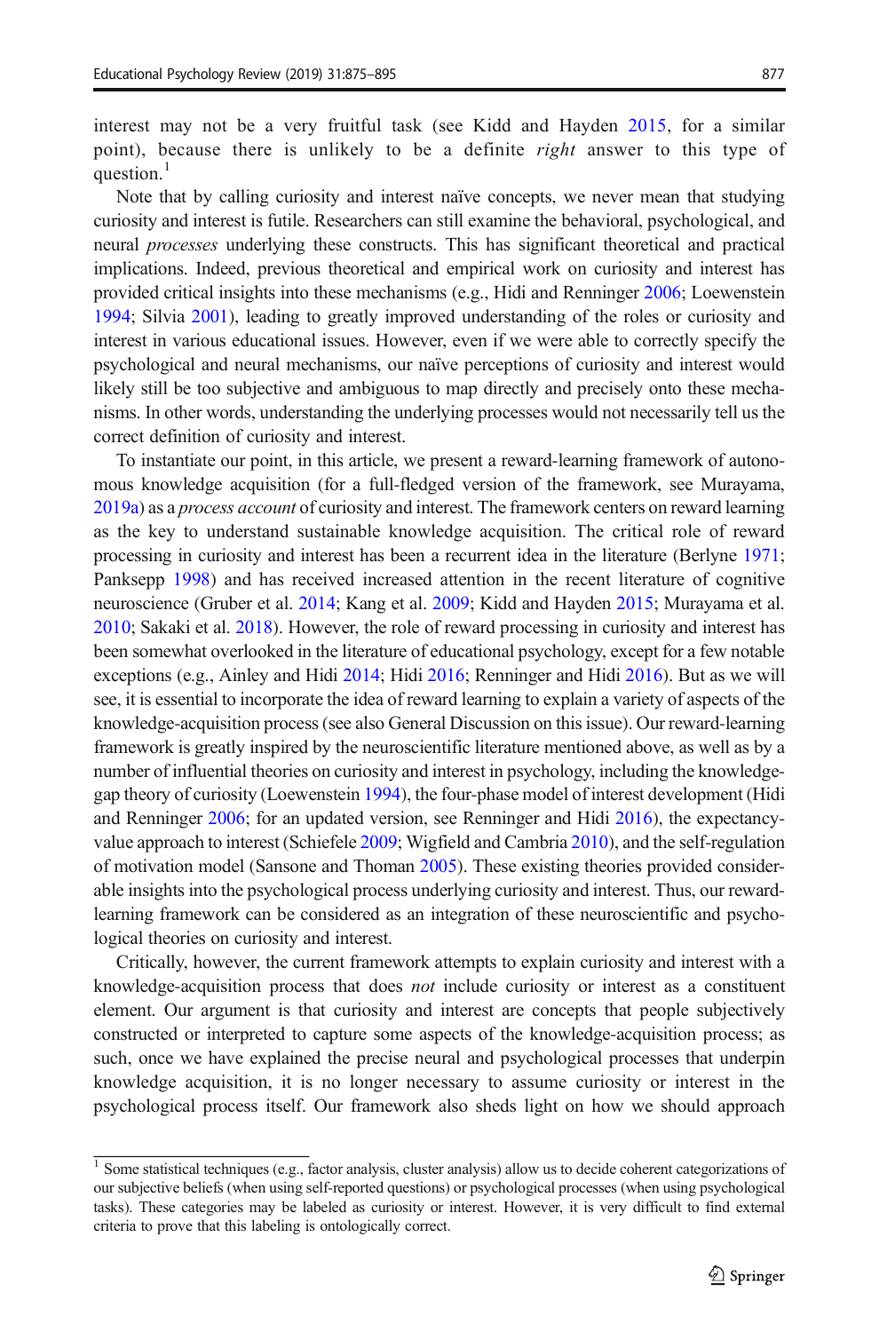interest may not be a very fruitful task (see Kidd and Hayden 2015, for a similar point), because there is unlikely to be a definite *right* answer to this type of question.[1]

Note that by calling curiosity and interest naïve concepts, we never mean that studying curiosity and interest is futile. Researchers can still examine the behavioral, psychological, and neural *processes* underlying these constructs. This has significant theoretical and practical implications. Indeed, previous theoretical and empirical work on curiosity and interest has provided critical insights into these mechanisms (e.g., Hidi and Renninger 2006; Loewenstein 1994; Silvia 2001), leading to greatly improved understanding of the roles or curiosity and interest in various educational issues. However, even if we were able to correctly specify the psychological and neural mechanisms, our naïve perceptions of curiosity and interest would likely still be too subjective and ambiguous to map directly and precisely onto these mechanisms. In other words, understanding the underlying processes would not necessarily tell us the correct definition of curiosity and interest.

To instantiate our point, in this article, we present a reward-learning framework of autonomous knowledge acquisition (for a full-fledged version of the framework, see Murayama, 2019a) as a *process account* of curiosity and interest. The framework centers on reward learning as the key to understand sustainable knowledge acquisition. The critical role of reward processing in curiosity and interest has been a recurrent idea in the literature (Berlyne 1971; Panksepp 1998) and has received increased attention in the recent literature of cognitive neuroscience (Gruber et al. 2014; Kang et al. 2009; Kidd and Hayden 2015; Murayama et al. 2010; Sakaki et al. 2018). However, the role of reward processing in curiosity and interest has been somewhat overlooked in the literature of educational psychology, except for a few notable exceptions (e.g., Ainley and Hidi 2014; Hidi 2016; Renninger and Hidi 2016). But as we will see, it is essential to incorporate the idea of reward learning to explain a variety of aspects of the knowledge-acquisition process (see also General Discussion on this issue). Our reward-learning framework is greatly inspired by the neuroscientific literature mentioned above, as well as by a number of influential theories on curiosity and interest in psychology, including the knowledge-gap theory of curiosity (Loewenstein 1994), the four-phase model of interest development (Hidi and Renninger 2006; for an updated version, see Renninger and Hidi 2016), the expectancy-value approach to interest (Schiefele 2009; Wigfield and Cambria 2010), and the self-regulation of motivation model (Sansone and Thoman 2005). These existing theories provided considerable insights into the psychological process underlying curiosity and interest. Thus, our reward-learning framework can be considered as an integration of these neuroscientific and psychological theories on curiosity and interest.

Critically, however, the current framework attempts to explain curiosity and interest with a knowledge-acquisition process that does *not* include curiosity or interest as a constituent element. Our argument is that curiosity and interest are concepts that people subjectively constructed or interpreted to capture some aspects of the knowledge-acquisition process; as such, once we have explained the precise neural and psychological processes that underpin knowledge acquisition, it is no longer necessary to assume curiosity or interest in the psychological process itself. Our framework also sheds light on how we should approach

[1] Some statistical techniques (e.g., factor analysis, cluster analysis) allow us to decide coherent categorizations of our subjective beliefs (when using self-reported questions) or psychological processes (when using psychological tasks). These categories may be labeled as curiosity or interest. However, it is very difficult to find external criteria to prove that this labeling is ontologically correct.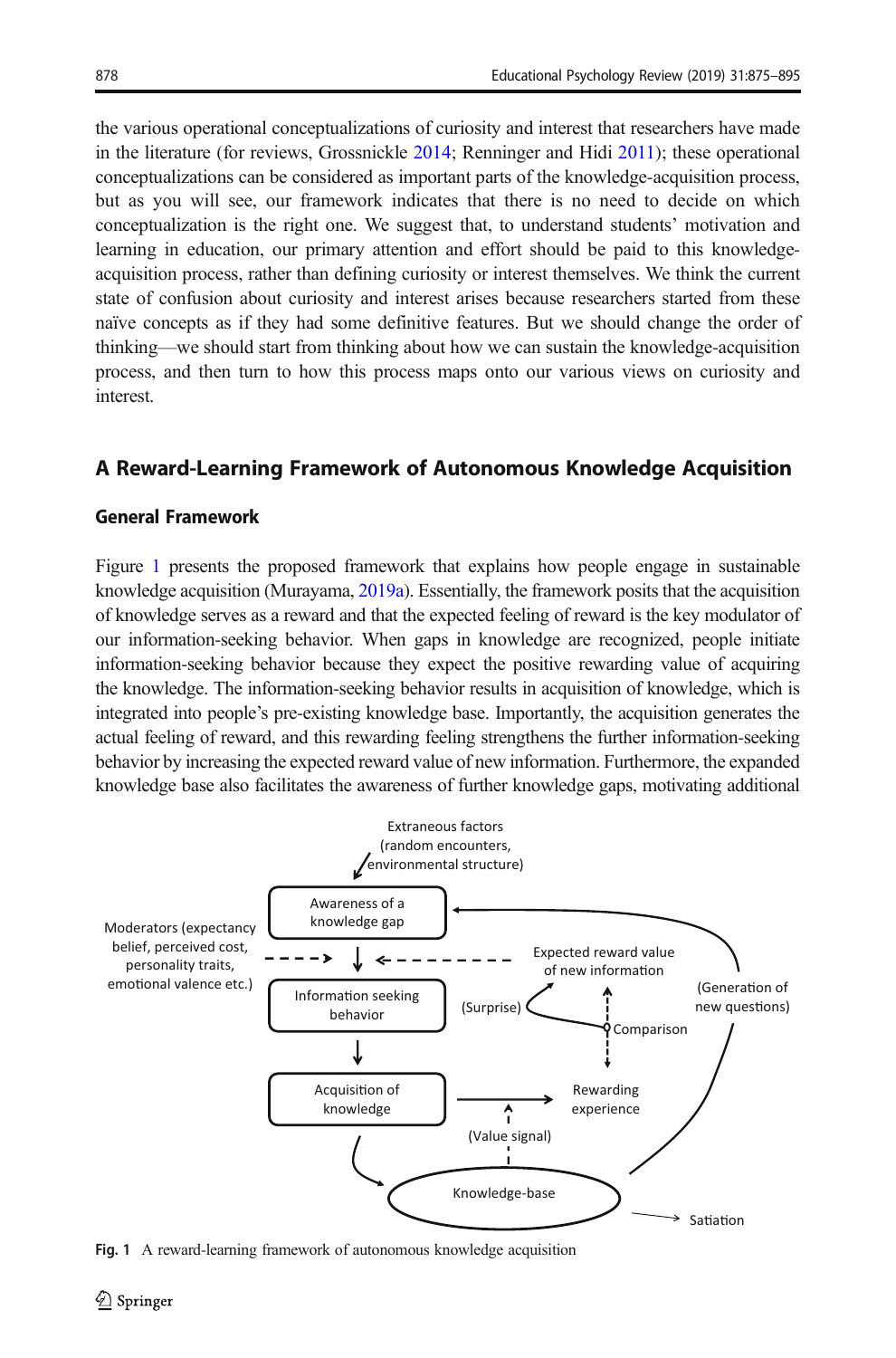the various operational conceptualizations of curiosity and interest that researchers have made in the literature (for reviews, Grossnickle 2014; Renninger and Hidi 2011); these operational conceptualizations can be considered as important parts of the knowledge-acquisition process, but as you will see, our framework indicates that there is no need to decide on which conceptualization is the right one. We suggest that, to understand students' motivation and learning in education, our primary attention and effort should be paid to this knowledge-acquisition process, rather than defining curiosity or interest themselves. We think the current state of confusion about curiosity and interest arises because researchers started from these naïve concepts as if they had some definitive features. But we should change the order of thinking—we should start from thinking about how we can sustain the knowledge-acquisition process, and then turn to how this process maps onto our various views on curiosity and interest.

## A Reward-Learning Framework of Autonomous Knowledge Acquisition

### General Framework

Figure 1 presents the proposed framework that explains how people engage in sustainable knowledge acquisition (Murayama, 2019a). Essentially, the framework posits that the acquisition of knowledge serves as a reward and that the expected feeling of reward is the key modulator of our information-seeking behavior. When gaps in knowledge are recognized, people initiate information-seeking behavior because they expect the positive rewarding value of acquiring the knowledge. The information-seeking behavior results in acquisition of knowledge, which is integrated into people's pre-existing knowledge base. Importantly, the acquisition generates the actual feeling of reward, and this rewarding feeling strengthens the further information-seeking behavior by increasing the expected reward value of new information. Furthermore, the expanded knowledge base also facilitates the awareness of further knowledge gaps, motivating additional

Extraneous factors (random encounters, environmental structure)

Awareness of a knowledge gap

Moderators (expectancy belief, perceived cost, personality traits, emotional valence etc.)

Expected reward value of new information

Information seeking behavior

(Surprise)

Comparison

(Generation of new questions)

Acquisition of knowledge

Rewarding experience

(Value signal)

Knowledge-base

Satiation

**Fig. 1** A reward-learning framework of autonomous knowledge acquisition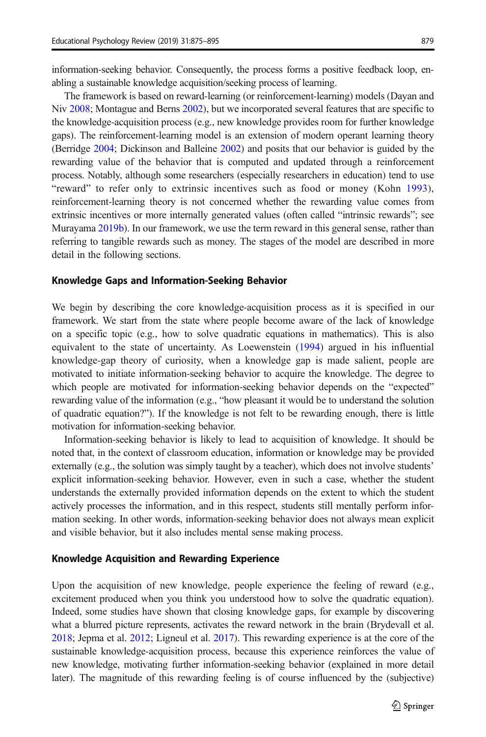information-seeking behavior. Consequently, the process forms a positive feedback loop, enabling a sustainable knowledge acquisition/seeking process of learning.

The framework is based on reward-learning (or reinforcement-learning) models (Dayan and Niv 2008; Montague and Berns 2002), but we incorporated several features that are specific to the knowledge-acquisition process (e.g., new knowledge provides room for further knowledge gaps). The reinforcement-learning model is an extension of modern operant learning theory (Berridge 2004; Dickinson and Balleine 2002) and posits that our behavior is guided by the rewarding value of the behavior that is computed and updated through a reinforcement process. Notably, although some researchers (especially researchers in education) tend to use "reward" to refer only to extrinsic incentives such as food or money (Kohn 1993), reinforcement-learning theory is not concerned whether the rewarding value comes from extrinsic incentives or more internally generated values (often called "intrinsic rewards"; see Murayama 2019b). In our framework, we use the term reward in this general sense, rather than referring to tangible rewards such as money. The stages of the model are described in more detail in the following sections.

### Knowledge Gaps and Information-Seeking Behavior

We begin by describing the core knowledge-acquisition process as it is specified in our framework. We start from the state where people become aware of the lack of knowledge on a specific topic (e.g., how to solve quadratic equations in mathematics). This is also equivalent to the state of uncertainty. As Loewenstein (1994) argued in his influential knowledge-gap theory of curiosity, when a knowledge gap is made salient, people are motivated to initiate information-seeking behavior to acquire the knowledge. The degree to which people are motivated for information-seeking behavior depends on the "expected" rewarding value of the information (e.g., "how pleasant it would be to understand the solution of quadratic equation?"). If the knowledge is not felt to be rewarding enough, there is little motivation for information-seeking behavior.

Information-seeking behavior is likely to lead to acquisition of knowledge. It should be noted that, in the context of classroom education, information or knowledge may be provided externally (e.g., the solution was simply taught by a teacher), which does not involve students' explicit information-seeking behavior. However, even in such a case, whether the student understands the externally provided information depends on the extent to which the student actively processes the information, and in this respect, students still mentally perform information seeking. In other words, information-seeking behavior does not always mean explicit and visible behavior, but it also includes mental sense making process.

### Knowledge Acquisition and Rewarding Experience

Upon the acquisition of new knowledge, people experience the feeling of reward (e.g., excitement produced when you think you understood how to solve the quadratic equation). Indeed, some studies have shown that closing knowledge gaps, for example by discovering what a blurred picture represents, activates the reward network in the brain (Brydevall et al. 2018; Jepma et al. 2012; Ligneul et al. 2017). This rewarding experience is at the core of the sustainable knowledge-acquisition process, because this experience reinforces the value of new knowledge, motivating further information-seeking behavior (explained in more detail later). The magnitude of this rewarding feeling is of course influenced by the (subjective)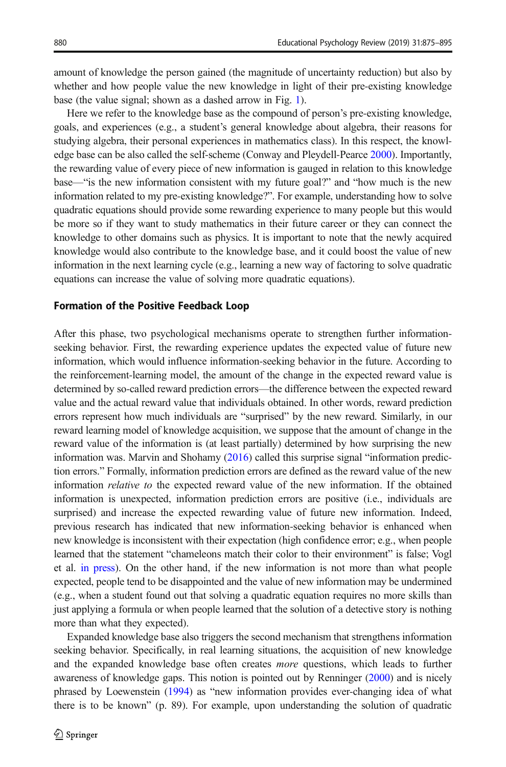amount of knowledge the person gained (the magnitude of uncertainty reduction) but also by whether and how people value the new knowledge in light of their pre-existing knowledge base (the value signal; shown as a dashed arrow in Fig. 1).

Here we refer to the knowledge base as the compound of person's pre-existing knowledge, goals, and experiences (e.g., a student's general knowledge about algebra, their reasons for studying algebra, their personal experiences in mathematics class). In this respect, the knowledge base can be also called the self-scheme (Conway and Pleydell-Pearce 2000). Importantly, the rewarding value of every piece of new information is gauged in relation to this knowledge base—"is the new information consistent with my future goal?" and "how much is the new information related to my pre-existing knowledge?". For example, understanding how to solve quadratic equations should provide some rewarding experience to many people but this would be more so if they want to study mathematics in their future career or they can connect the knowledge to other domains such as physics. It is important to note that the newly acquired knowledge would also contribute to the knowledge base, and it could boost the value of new information in the next learning cycle (e.g., learning a new way of factoring to solve quadratic equations can increase the value of solving more quadratic equations).

### Formation of the Positive Feedback Loop

After this phase, two psychological mechanisms operate to strengthen further information-seeking behavior. First, the rewarding experience updates the expected value of future new information, which would influence information-seeking behavior in the future. According to the reinforcement-learning model, the amount of the change in the expected reward value is determined by so-called reward prediction errors—the difference between the expected reward value and the actual reward value that individuals obtained. In other words, reward prediction errors represent how much individuals are "surprised" by the new reward. Similarly, in our reward learning model of knowledge acquisition, we suppose that the amount of change in the reward value of the information is (at least partially) determined by how surprising the new information was. Marvin and Shohamy (2016) called this surprise signal "information prediction errors." Formally, information prediction errors are defined as the reward value of the new information *relative to* the expected reward value of the new information. If the obtained information is unexpected, information prediction errors are positive (i.e., individuals are surprised) and increase the expected rewarding value of future new information. Indeed, previous research has indicated that new information-seeking behavior is enhanced when new knowledge is inconsistent with their expectation (high confidence error; e.g., when people learned that the statement "chameleons match their color to their environment" is false; Vogl et al. in press). On the other hand, if the new information is not more than what people expected, people tend to be disappointed and the value of new information may be undermined (e.g., when a student found out that solving a quadratic equation requires no more skills than just applying a formula or when people learned that the solution of a detective story is nothing more than what they expected).

Expanded knowledge base also triggers the second mechanism that strengthens information seeking behavior. Specifically, in real learning situations, the acquisition of new knowledge and the expanded knowledge base often creates *more* questions, which leads to further awareness of knowledge gaps. This notion is pointed out by Renninger (2000) and is nicely phrased by Loewenstein (1994) as "new information provides ever-changing idea of what there is to be known" (p. 89). For example, upon understanding the solution of quadratic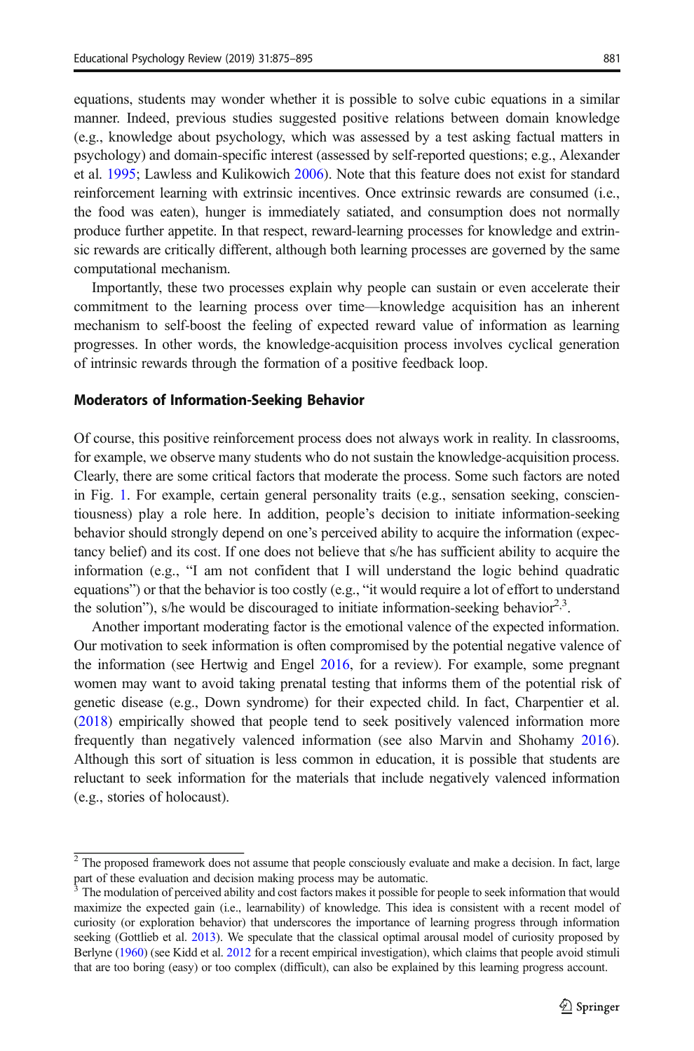equations, students may wonder whether it is possible to solve cubic equations in a similar manner. Indeed, previous studies suggested positive relations between domain knowledge (e.g., knowledge about psychology, which was assessed by a test asking factual matters in psychology) and domain-specific interest (assessed by self-reported questions; e.g., Alexander et al. 1995; Lawless and Kulikowich 2006). Note that this feature does not exist for standard reinforcement learning with extrinsic incentives. Once extrinsic rewards are consumed (i.e., the food was eaten), hunger is immediately satiated, and consumption does not normally produce further appetite. In that respect, reward-learning processes for knowledge and extrinsic rewards are critically different, although both learning processes are governed by the same computational mechanism.

Importantly, these two processes explain why people can sustain or even accelerate their commitment to the learning process over time—knowledge acquisition has an inherent mechanism to self-boost the feeling of expected reward value of information as learning progresses. In other words, the knowledge-acquisition process involves cyclical generation of intrinsic rewards through the formation of a positive feedback loop.

### Moderators of Information-Seeking Behavior

Of course, this positive reinforcement process does not always work in reality. In classrooms, for example, we observe many students who do not sustain the knowledge-acquisition process. Clearly, there are some critical factors that moderate the process. Some such factors are noted in Fig. 1. For example, certain general personality traits (e.g., sensation seeking, conscientiousness) play a role here. In addition, people's decision to initiate information-seeking behavior should strongly depend on one's perceived ability to acquire the information (expectancy belief) and its cost. If one does not believe that s/he has sufficient ability to acquire the information (e.g., "I am not confident that I will understand the logic behind quadratic equations") or that the behavior is too costly (e.g., "it would require a lot of effort to understand the solution"), s/he would be discouraged to initiate information-seeking behavior[2,3].

Another important moderating factor is the emotional valence of the expected information. Our motivation to seek information is often compromised by the potential negative valence of the information (see Hertwig and Engel 2016, for a review). For example, some pregnant women may want to avoid taking prenatal testing that informs them of the potential risk of genetic disease (e.g., Down syndrome) for their expected child. In fact, Charpentier et al. (2018) empirically showed that people tend to seek positively valenced information more frequently than negatively valenced information (see also Marvin and Shohamy 2016). Although this sort of situation is less common in education, it is possible that students are reluctant to seek information for the materials that include negatively valenced information (e.g., stories of holocaust).

---

[2] The proposed framework does not assume that people consciously evaluate and make a decision. In fact, large part of these evaluation and decision making process may be automatic.

[3] The modulation of perceived ability and cost factors makes it possible for people to seek information that would maximize the expected gain (i.e., learnability) of knowledge. This idea is consistent with a recent model of curiosity (or exploration behavior) that underscores the importance of learning progress through information seeking (Gottlieb et al. 2013). We speculate that the classical optimal arousal model of curiosity proposed by Berlyne (1960) (see Kidd et al. 2012 for a recent empirical investigation), which claims that people avoid stimuli that are too boring (easy) or too complex (difficult), can also be explained by this learning progress account.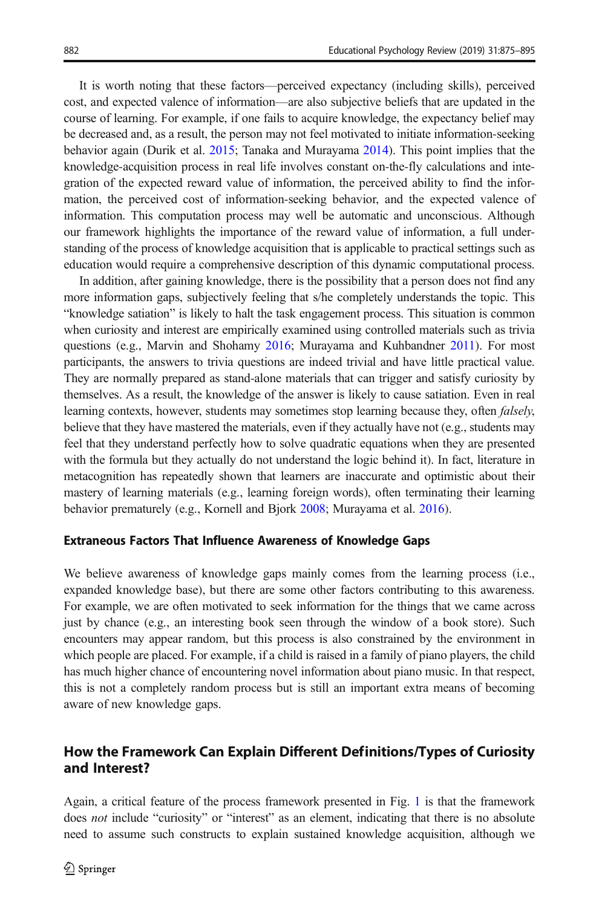It is worth noting that these factors—perceived expectancy (including skills), perceived cost, and expected valence of information—are also subjective beliefs that are updated in the course of learning. For example, if one fails to acquire knowledge, the expectancy belief may be decreased and, as a result, the person may not feel motivated to initiate information-seeking behavior again (Durik et al. 2015; Tanaka and Murayama 2014). This point implies that the knowledge-acquisition process in real life involves constant on-the-fly calculations and integration of the expected reward value of information, the perceived ability to find the information, the perceived cost of information-seeking behavior, and the expected valence of information. This computation process may well be automatic and unconscious. Although our framework highlights the importance of the reward value of information, a full understanding of the process of knowledge acquisition that is applicable to practical settings such as education would require a comprehensive description of this dynamic computational process.

In addition, after gaining knowledge, there is the possibility that a person does not find any more information gaps, subjectively feeling that s/he completely understands the topic. This "knowledge satiation" is likely to halt the task engagement process. This situation is common when curiosity and interest are empirically examined using controlled materials such as trivia questions (e.g., Marvin and Shohamy 2016; Murayama and Kuhbandner 2011). For most participants, the answers to trivia questions are indeed trivial and have little practical value. They are normally prepared as stand-alone materials that can trigger and satisfy curiosity by themselves. As a result, the knowledge of the answer is likely to cause satiation. Even in real learning contexts, however, students may sometimes stop learning because they, often *falsely*, believe that they have mastered the materials, even if they actually have not (e.g., students may feel that they understand perfectly how to solve quadratic equations when they are presented with the formula but they actually do not understand the logic behind it). In fact, literature in metacognition has repeatedly shown that learners are inaccurate and optimistic about their mastery of learning materials (e.g., learning foreign words), often terminating their learning behavior prematurely (e.g., Kornell and Bjork 2008; Murayama et al. 2016).

### Extraneous Factors That Influence Awareness of Knowledge Gaps

We believe awareness of knowledge gaps mainly comes from the learning process (i.e., expanded knowledge base), but there are some other factors contributing to this awareness. For example, we are often motivated to seek information for the things that we came across just by chance (e.g., an interesting book seen through the window of a book store). Such encounters may appear random, but this process is also constrained by the environment in which people are placed. For example, if a child is raised in a family of piano players, the child has much higher chance of encountering novel information about piano music. In that respect, this is not a completely random process but is still an important extra means of becoming aware of new knowledge gaps.

## How the Framework Can Explain Different Definitions/Types of Curiosity and Interest?

Again, a critical feature of the process framework presented in Fig. 1 is that the framework does *not* include "curiosity" or "interest" as an element, indicating that there is no absolute need to assume such constructs to explain sustained knowledge acquisition, although we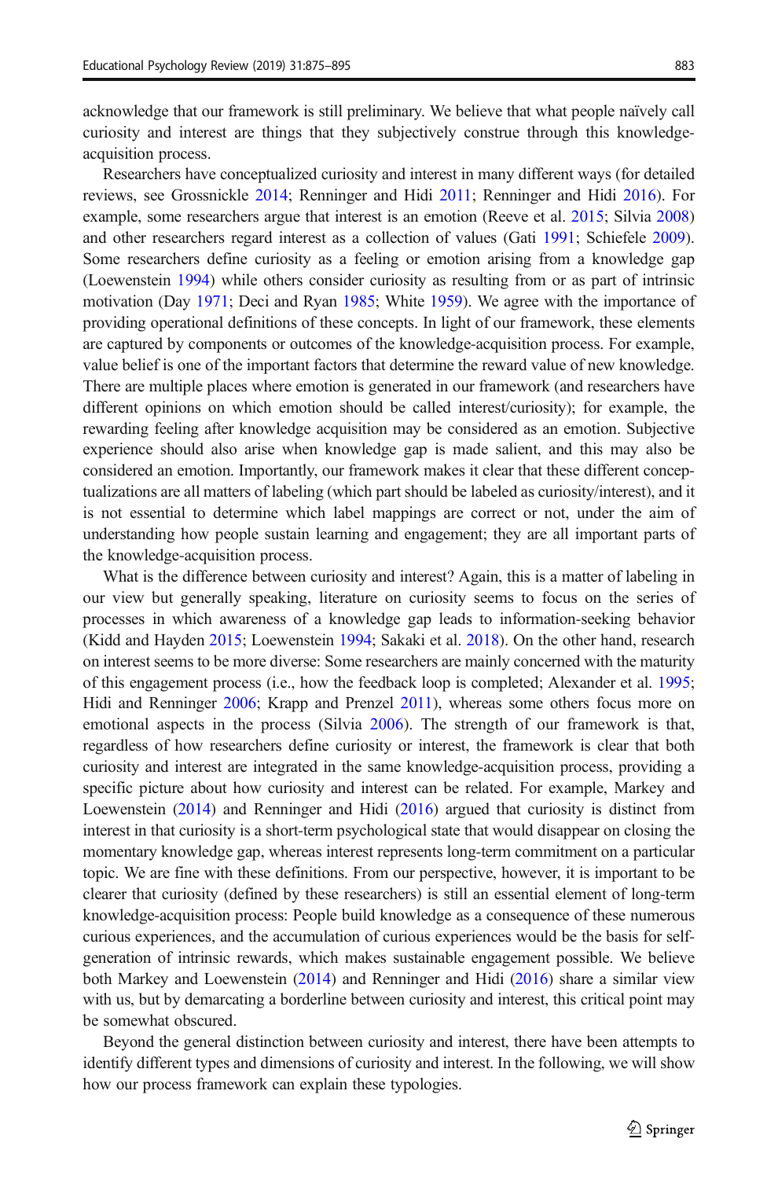acknowledge that our framework is still preliminary. We believe that what people naïvely call curiosity and interest are things that they subjectively construe through this knowledge-acquisition process.

Researchers have conceptualized curiosity and interest in many different ways (for detailed reviews, see Grossnickle 2014; Renninger and Hidi 2011; Renninger and Hidi 2016). For example, some researchers argue that interest is an emotion (Reeve et al. 2015; Silvia 2008) and other researchers regard interest as a collection of values (Gati 1991; Schiefele 2009). Some researchers define curiosity as a feeling or emotion arising from a knowledge gap (Loewenstein 1994) while others consider curiosity as resulting from or as part of intrinsic motivation (Day 1971; Deci and Ryan 1985; White 1959). We agree with the importance of providing operational definitions of these concepts. In light of our framework, these elements are captured by components or outcomes of the knowledge-acquisition process. For example, value belief is one of the important factors that determine the reward value of new knowledge. There are multiple places where emotion is generated in our framework (and researchers have different opinions on which emotion should be called interest/curiosity); for example, the rewarding feeling after knowledge acquisition may be considered as an emotion. Subjective experience should also arise when knowledge gap is made salient, and this may also be considered an emotion. Importantly, our framework makes it clear that these different conceptualizations are all matters of labeling (which part should be labeled as curiosity/interest), and it is not essential to determine which label mappings are correct or not, under the aim of understanding how people sustain learning and engagement; they are all important parts of the knowledge-acquisition process.

What is the difference between curiosity and interest? Again, this is a matter of labeling in our view but generally speaking, literature on curiosity seems to focus on the series of processes in which awareness of a knowledge gap leads to information-seeking behavior (Kidd and Hayden 2015; Loewenstein 1994; Sakaki et al. 2018). On the other hand, research on interest seems to be more diverse: Some researchers are mainly concerned with the maturity of this engagement process (i.e., how the feedback loop is completed; Alexander et al. 1995; Hidi and Renninger 2006; Krapp and Prenzel 2011), whereas some others focus more on emotional aspects in the process (Silvia 2006). The strength of our framework is that, regardless of how researchers define curiosity or interest, the framework is clear that both curiosity and interest are integrated in the same knowledge-acquisition process, providing a specific picture about how curiosity and interest can be related. For example, Markey and Loewenstein (2014) and Renninger and Hidi (2016) argued that curiosity is distinct from interest in that curiosity is a short-term psychological state that would disappear on closing the momentary knowledge gap, whereas interest represents long-term commitment on a particular topic. We are fine with these definitions. From our perspective, however, it is important to be clearer that curiosity (defined by these researchers) is still an essential element of long-term knowledge-acquisition process: People build knowledge as a consequence of these numerous curious experiences, and the accumulation of curious experiences would be the basis for self-generation of intrinsic rewards, which makes sustainable engagement possible. We believe both Markey and Loewenstein (2014) and Renninger and Hidi (2016) share a similar view with us, but by demarcating a borderline between curiosity and interest, this critical point may be somewhat obscured.

Beyond the general distinction between curiosity and interest, there have been attempts to identify different types and dimensions of curiosity and interest. In the following, we will show how our process framework can explain these typologies.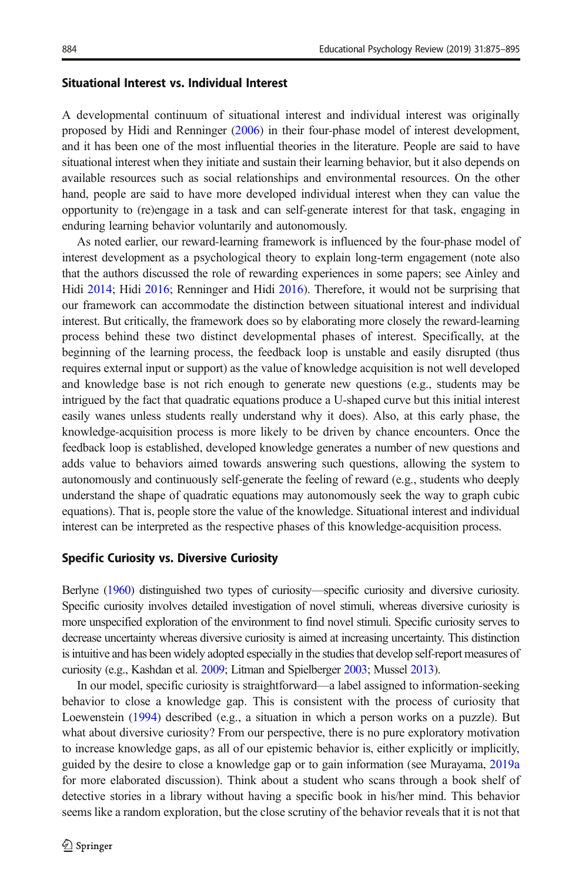### Situational Interest vs. Individual Interest

A developmental continuum of situational interest and individual interest was originally proposed by Hidi and Renninger (2006) in their four-phase model of interest development, and it has been one of the most influential theories in the literature. People are said to have situational interest when they initiate and sustain their learning behavior, but it also depends on available resources such as social relationships and environmental resources. On the other hand, people are said to have more developed individual interest when they can value the opportunity to (re)engage in a task and can self-generate interest for that task, engaging in enduring learning behavior voluntarily and autonomously.

As noted earlier, our reward-learning framework is influenced by the four-phase model of interest development as a psychological theory to explain long-term engagement (note also that the authors discussed the role of rewarding experiences in some papers; see Ainley and Hidi 2014; Hidi 2016; Renninger and Hidi 2016). Therefore, it would not be surprising that our framework can accommodate the distinction between situational interest and individual interest. But critically, the framework does so by elaborating more closely the reward-learning process behind these two distinct developmental phases of interest. Specifically, at the beginning of the learning process, the feedback loop is unstable and easily disrupted (thus requires external input or support) as the value of knowledge acquisition is not well developed and knowledge base is not rich enough to generate new questions (e.g., students may be intrigued by the fact that quadratic equations produce a U-shaped curve but this initial interest easily wanes unless students really understand why it does). Also, at this early phase, the knowledge-acquisition process is more likely to be driven by chance encounters. Once the feedback loop is established, developed knowledge generates a number of new questions and adds value to behaviors aimed towards answering such questions, allowing the system to autonomously and continuously self-generate the feeling of reward (e.g., students who deeply understand the shape of quadratic equations may autonomously seek the way to graph cubic equations). That is, people store the value of the knowledge. Situational interest and individual interest can be interpreted as the respective phases of this knowledge-acquisition process.

### Specific Curiosity vs. Diversive Curiosity

Berlyne (1960) distinguished two types of curiosity—specific curiosity and diversive curiosity. Specific curiosity involves detailed investigation of novel stimuli, whereas diversive curiosity is more unspecified exploration of the environment to find novel stimuli. Specific curiosity serves to decrease uncertainty whereas diversive curiosity is aimed at increasing uncertainty. This distinction is intuitive and has been widely adopted especially in the studies that develop self-report measures of curiosity (e.g., Kashdan et al. 2009; Litman and Spielberger 2003; Mussel 2013).

In our model, specific curiosity is straightforward—a label assigned to information-seeking behavior to close a knowledge gap. This is consistent with the process of curiosity that Loewenstein (1994) described (e.g., a situation in which a person works on a puzzle). But what about diversive curiosity? From our perspective, there is no pure exploratory motivation to increase knowledge gaps, as all of our epistemic behavior is, either explicitly or implicitly, guided by the desire to close a knowledge gap or to gain information (see Murayama, 2019a for more elaborated discussion). Think about a student who scans through a book shelf of detective stories in a library without having a specific book in his/her mind. This behavior seems like a random exploration, but the close scrutiny of the behavior reveals that it is not that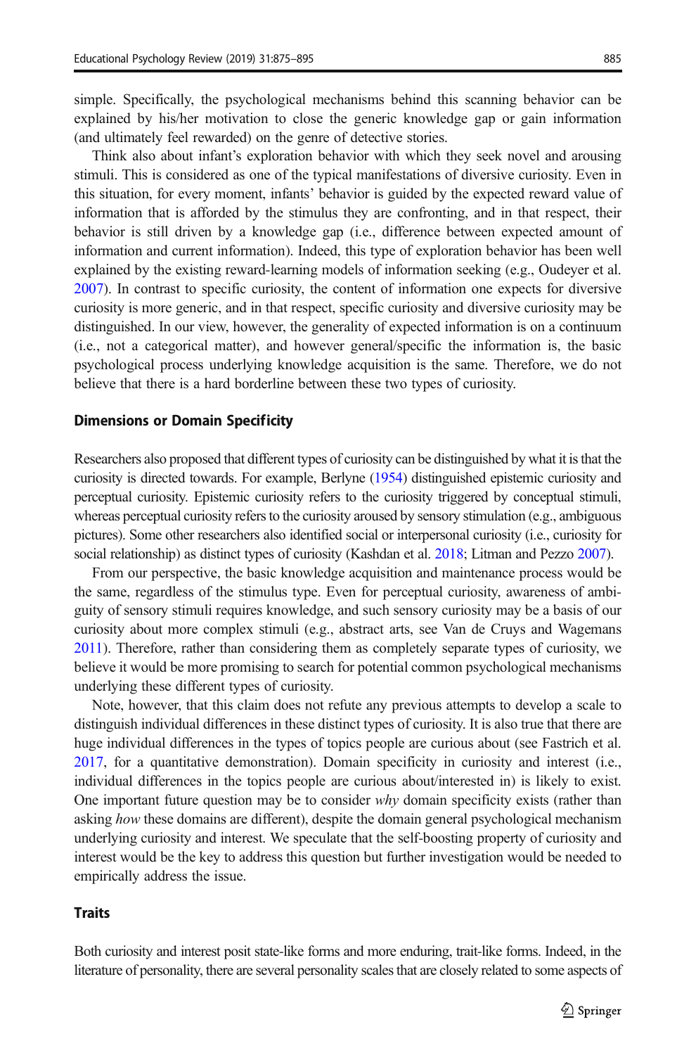simple. Specifically, the psychological mechanisms behind this scanning behavior can be explained by his/her motivation to close the generic knowledge gap or gain information (and ultimately feel rewarded) on the genre of detective stories.

Think also about infant's exploration behavior with which they seek novel and arousing stimuli. This is considered as one of the typical manifestations of diversive curiosity. Even in this situation, for every moment, infants' behavior is guided by the expected reward value of information that is afforded by the stimulus they are confronting, and in that respect, their behavior is still driven by a knowledge gap (i.e., difference between expected amount of information and current information). Indeed, this type of exploration behavior has been well explained by the existing reward-learning models of information seeking (e.g., Oudeyer et al. 2007). In contrast to specific curiosity, the content of information one expects for diversive curiosity is more generic, and in that respect, specific curiosity and diversive curiosity may be distinguished. In our view, however, the generality of expected information is on a continuum (i.e., not a categorical matter), and however general/specific the information is, the basic psychological process underlying knowledge acquisition is the same. Therefore, we do not believe that there is a hard borderline between these two types of curiosity.

### Dimensions or Domain Specificity

Researchers also proposed that different types of curiosity can be distinguished by what it is that the curiosity is directed towards. For example, Berlyne (1954) distinguished epistemic curiosity and perceptual curiosity. Epistemic curiosity refers to the curiosity triggered by conceptual stimuli, whereas perceptual curiosity refers to the curiosity aroused by sensory stimulation (e.g., ambiguous pictures). Some other researchers also identified social or interpersonal curiosity (i.e., curiosity for social relationship) as distinct types of curiosity (Kashdan et al. 2018; Litman and Pezzo 2007).

From our perspective, the basic knowledge acquisition and maintenance process would be the same, regardless of the stimulus type. Even for perceptual curiosity, awareness of ambiguity of sensory stimuli requires knowledge, and such sensory curiosity may be a basis of our curiosity about more complex stimuli (e.g., abstract arts, see Van de Cruys and Wagemans 2011). Therefore, rather than considering them as completely separate types of curiosity, we believe it would be more promising to search for potential common psychological mechanisms underlying these different types of curiosity.

Note, however, that this claim does not refute any previous attempts to develop a scale to distinguish individual differences in these distinct types of curiosity. It is also true that there are huge individual differences in the types of topics people are curious about (see Fastrich et al. 2017, for a quantitative demonstration). Domain specificity in curiosity and interest (i.e., individual differences in the topics people are curious about/interested in) is likely to exist. One important future question may be to consider *why* domain specificity exists (rather than asking *how* these domains are different), despite the domain general psychological mechanism underlying curiosity and interest. We speculate that the self-boosting property of curiosity and interest would be the key to address this question but further investigation would be needed to empirically address the issue.

### Traits

Both curiosity and interest posit state-like forms and more enduring, trait-like forms. Indeed, in the literature of personality, there are several personality scales that are closely related to some aspects of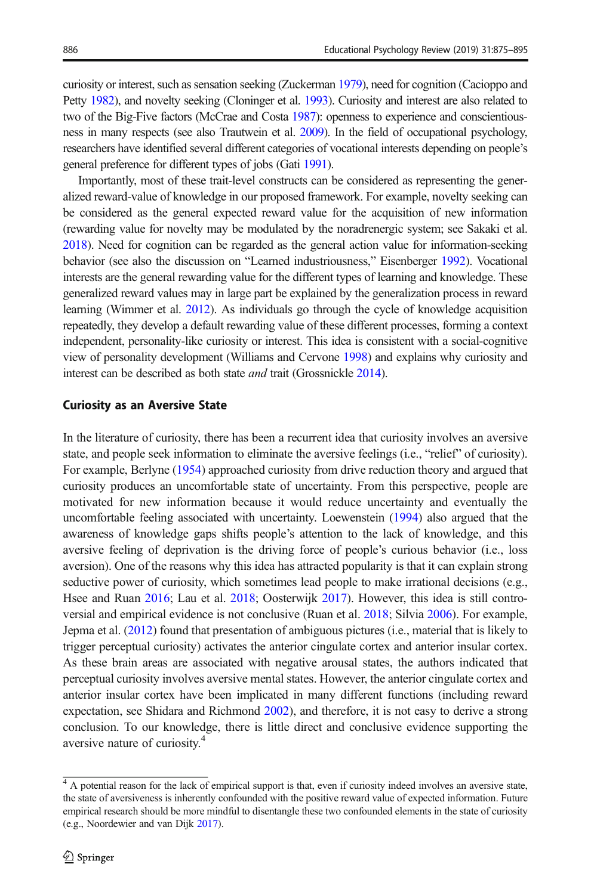curiosity or interest, such as sensation seeking (Zuckerman 1979), need for cognition (Cacioppo and Petty 1982), and novelty seeking (Cloninger et al. 1993). Curiosity and interest are also related to two of the Big-Five factors (McCrae and Costa 1987): openness to experience and conscientiousness in many respects (see also Trautwein et al. 2009). In the field of occupational psychology, researchers have identified several different categories of vocational interests depending on people's general preference for different types of jobs (Gati 1991).

Importantly, most of these trait-level constructs can be considered as representing the generalized reward-value of knowledge in our proposed framework. For example, novelty seeking can be considered as the general expected reward value for the acquisition of new information (rewarding value for novelty may be modulated by the noradrenergic system; see Sakaki et al. 2018). Need for cognition can be regarded as the general action value for information-seeking behavior (see also the discussion on "Learned industriousness," Eisenberger 1992). Vocational interests are the general rewarding value for the different types of learning and knowledge. These generalized reward values may in large part be explained by the generalization process in reward learning (Wimmer et al. 2012). As individuals go through the cycle of knowledge acquisition repeatedly, they develop a default rewarding value of these different processes, forming a context independent, personality-like curiosity or interest. This idea is consistent with a social-cognitive view of personality development (Williams and Cervone 1998) and explains why curiosity and interest can be described as both state *and* trait (Grossnickle 2014).

### Curiosity as an Aversive State

In the literature of curiosity, there has been a recurrent idea that curiosity involves an aversive state, and people seek information to eliminate the aversive feelings (i.e., "relief" of curiosity). For example, Berlyne (1954) approached curiosity from drive reduction theory and argued that curiosity produces an uncomfortable state of uncertainty. From this perspective, people are motivated for new information because it would reduce uncertainty and eventually the uncomfortable feeling associated with uncertainty. Loewenstein (1994) also argued that the awareness of knowledge gaps shifts people's attention to the lack of knowledge, and this aversive feeling of deprivation is the driving force of people's curious behavior (i.e., loss aversion). One of the reasons why this idea has attracted popularity is that it can explain strong seductive power of curiosity, which sometimes lead people to make irrational decisions (e.g., Hsee and Ruan 2016; Lau et al. 2018; Oosterwijk 2017). However, this idea is still controversial and empirical evidence is not conclusive (Ruan et al. 2018; Silvia 2006). For example, Jepma et al. (2012) found that presentation of ambiguous pictures (i.e., material that is likely to trigger perceptual curiosity) activates the anterior cingulate cortex and anterior insular cortex. As these brain areas are associated with negative arousal states, the authors indicated that perceptual curiosity involves aversive mental states. However, the anterior cingulate cortex and anterior insular cortex have been implicated in many different functions (including reward expectation, see Shidara and Richmond 2002), and therefore, it is not easy to derive a strong conclusion. To our knowledge, there is little direct and conclusive evidence supporting the aversive nature of curiosity.[4]

[4] A potential reason for the lack of empirical support is that, even if curiosity indeed involves an aversive state, the state of aversiveness is inherently confounded with the positive reward value of expected information. Future empirical research should be more mindful to disentangle these two confounded elements in the state of curiosity (e.g., Noordewier and van Dijk 2017).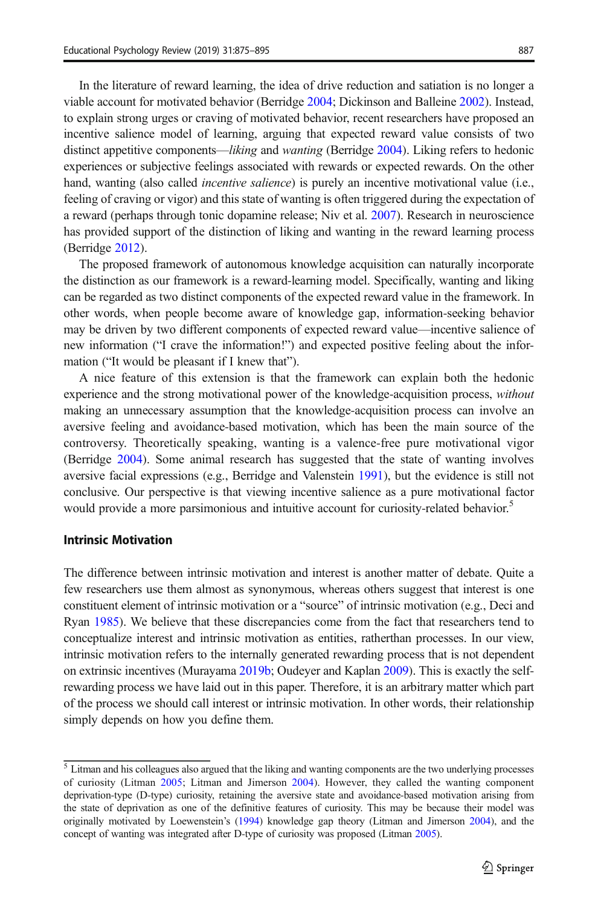In the literature of reward learning, the idea of drive reduction and satiation is no longer a viable account for motivated behavior (Berridge 2004; Dickinson and Balleine 2002). Instead, to explain strong urges or craving of motivated behavior, recent researchers have proposed an incentive salience model of learning, arguing that expected reward value consists of two distinct appetitive components—*liking* and *wanting* (Berridge 2004). Liking refers to hedonic experiences or subjective feelings associated with rewards or expected rewards. On the other hand, wanting (also called *incentive salience*) is purely an incentive motivational value (i.e., feeling of craving or vigor) and this state of wanting is often triggered during the expectation of a reward (perhaps through tonic dopamine release; Niv et al. 2007). Research in neuroscience has provided support of the distinction of liking and wanting in the reward learning process (Berridge 2012).

The proposed framework of autonomous knowledge acquisition can naturally incorporate the distinction as our framework is a reward-learning model. Specifically, wanting and liking can be regarded as two distinct components of the expected reward value in the framework. In other words, when people become aware of knowledge gap, information-seeking behavior may be driven by two different components of expected reward value—incentive salience of new information ("I crave the information!") and expected positive feeling about the information ("It would be pleasant if I knew that").

A nice feature of this extension is that the framework can explain both the hedonic experience and the strong motivational power of the knowledge-acquisition process, *without* making an unnecessary assumption that the knowledge-acquisition process can involve an aversive feeling and avoidance-based motivation, which has been the main source of the controversy. Theoretically speaking, wanting is a valence-free pure motivational vigor (Berridge 2004). Some animal research has suggested that the state of wanting involves aversive facial expressions (e.g., Berridge and Valenstein 1991), but the evidence is still not conclusive. Our perspective is that viewing incentive salience as a pure motivational factor would provide a more parsimonious and intuitive account for curiosity-related behavior.[5]

### Intrinsic Motivation

The difference between intrinsic motivation and interest is another matter of debate. Quite a few researchers use them almost as synonymous, whereas others suggest that interest is one constituent element of intrinsic motivation or a "source" of intrinsic motivation (e.g., Deci and Ryan 1985). We believe that these discrepancies come from the fact that researchers tend to conceptualize interest and intrinsic motivation as entities, ratherthan processes. In our view, intrinsic motivation refers to the internally generated rewarding process that is not dependent on extrinsic incentives (Murayama 2019b; Oudeyer and Kaplan 2009). This is exactly the self-rewarding process we have laid out in this paper. Therefore, it is an arbitrary matter which part of the process we should call interest or intrinsic motivation. In other words, their relationship simply depends on how you define them.

---

[5] Litman and his colleagues also argued that the liking and wanting components are the two underlying processes of curiosity (Litman 2005; Litman and Jimerson 2004). However, they called the wanting component deprivation-type (D-type) curiosity, retaining the aversive state and avoidance-based motivation arising from the state of deprivation as one of the definitive features of curiosity. This may be because their model was originally motivated by Loewenstein's (1994) knowledge gap theory (Litman and Jimerson 2004), and the concept of wanting was integrated after D-type of curiosity was proposed (Litman 2005).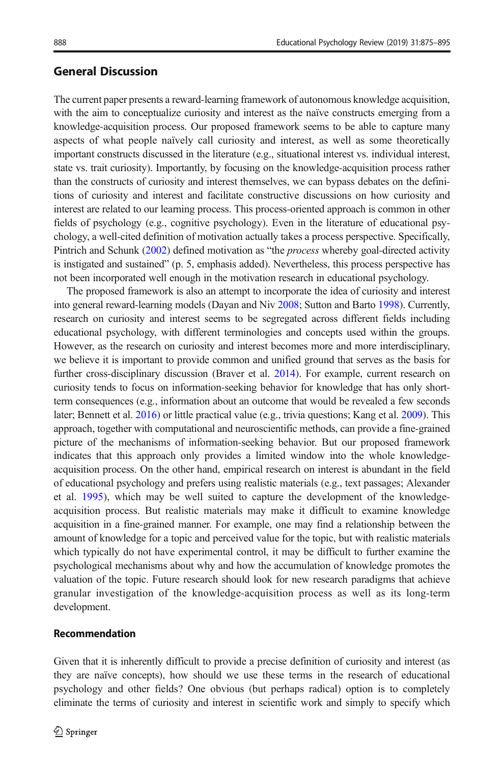## General Discussion

The current paper presents a reward-learning framework of autonomous knowledge acquisition, with the aim to conceptualize curiosity and interest as the naïve constructs emerging from a knowledge-acquisition process. Our proposed framework seems to be able to capture many aspects of what people naïvely call curiosity and interest, as well as some theoretically important constructs discussed in the literature (e.g., situational interest vs. individual interest, state vs. trait curiosity). Importantly, by focusing on the knowledge-acquisition process rather than the constructs of curiosity and interest themselves, we can bypass debates on the definitions of curiosity and interest and facilitate constructive discussions on how curiosity and interest are related to our learning process. This process-oriented approach is common in other fields of psychology (e.g., cognitive psychology). Even in the literature of educational psychology, a well-cited definition of motivation actually takes a process perspective. Specifically, Pintrich and Schunk (2002) defined motivation as "the *process* whereby goal-directed activity is instigated and sustained" (p. 5, emphasis added). Nevertheless, this process perspective has not been incorporated well enough in the motivation research in educational psychology.

The proposed framework is also an attempt to incorporate the idea of curiosity and interest into general reward-learning models (Dayan and Niv 2008; Sutton and Barto 1998). Currently, research on curiosity and interest seems to be segregated across different fields including educational psychology, with different terminologies and concepts used within the groups. However, as the research on curiosity and interest becomes more and more interdisciplinary, we believe it is important to provide common and unified ground that serves as the basis for further cross-disciplinary discussion (Braver et al. 2014). For example, current research on curiosity tends to focus on information-seeking behavior for knowledge that has only short-term consequences (e.g., information about an outcome that would be revealed a few seconds later; Bennett et al. 2016) or little practical value (e.g., trivia questions; Kang et al. 2009). This approach, together with computational and neuroscientific methods, can provide a fine-grained picture of the mechanisms of information-seeking behavior. But our proposed framework indicates that this approach only provides a limited window into the whole knowledge-acquisition process. On the other hand, empirical research on interest is abundant in the field of educational psychology and prefers using realistic materials (e.g., text passages; Alexander et al. 1995), which may be well suited to capture the development of the knowledge-acquisition process. But realistic materials may make it difficult to examine knowledge acquisition in a fine-grained manner. For example, one may find a relationship between the amount of knowledge for a topic and perceived value for the topic, but with realistic materials which typically do not have experimental control, it may be difficult to further examine the psychological mechanisms about why and how the accumulation of knowledge promotes the valuation of the topic. Future research should look for new research paradigms that achieve granular investigation of the knowledge-acquisition process as well as its long-term development.

### Recommendation

Given that it is inherently difficult to provide a precise definition of curiosity and interest (as they are naïve concepts), how should we use these terms in the research of educational psychology and other fields? One obvious (but perhaps radical) option is to completely eliminate the terms of curiosity and interest in scientific work and simply to specify which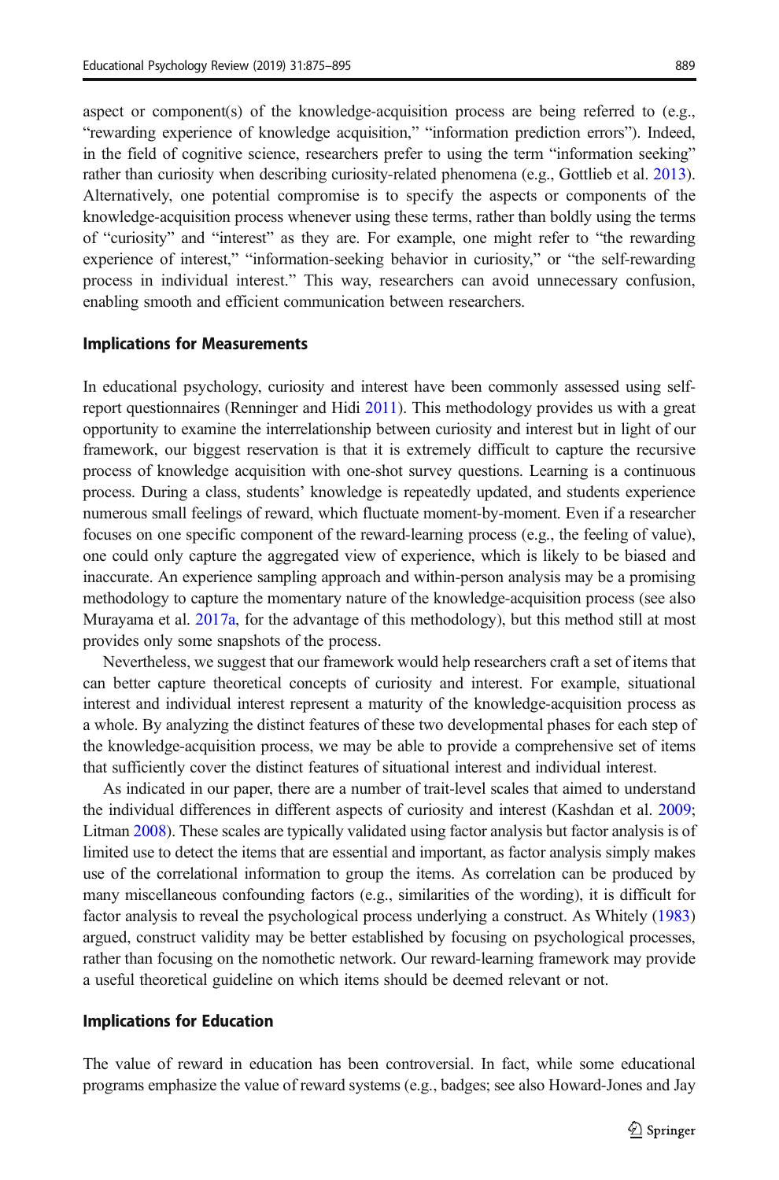aspect or component(s) of the knowledge-acquisition process are being referred to (e.g., "rewarding experience of knowledge acquisition," "information prediction errors"). Indeed, in the field of cognitive science, researchers prefer to using the term "information seeking" rather than curiosity when describing curiosity-related phenomena (e.g., Gottlieb et al. 2013). Alternatively, one potential compromise is to specify the aspects or components of the knowledge-acquisition process whenever using these terms, rather than boldly using the terms of "curiosity" and "interest" as they are. For example, one might refer to "the rewarding experience of interest," "information-seeking behavior in curiosity," or "the self-rewarding process in individual interest." This way, researchers can avoid unnecessary confusion, enabling smooth and efficient communication between researchers.

## Implications for Measurements

In educational psychology, curiosity and interest have been commonly assessed using self-report questionnaires (Renninger and Hidi 2011). This methodology provides us with a great opportunity to examine the interrelationship between curiosity and interest but in light of our framework, our biggest reservation is that it is extremely difficult to capture the recursive process of knowledge acquisition with one-shot survey questions. Learning is a continuous process. During a class, students' knowledge is repeatedly updated, and students experience numerous small feelings of reward, which fluctuate moment-by-moment. Even if a researcher focuses on one specific component of the reward-learning process (e.g., the feeling of value), one could only capture the aggregated view of experience, which is likely to be biased and inaccurate. An experience sampling approach and within-person analysis may be a promising methodology to capture the momentary nature of the knowledge-acquisition process (see also Murayama et al. 2017a, for the advantage of this methodology), but this method still at most provides only some snapshots of the process.

Nevertheless, we suggest that our framework would help researchers craft a set of items that can better capture theoretical concepts of curiosity and interest. For example, situational interest and individual interest represent a maturity of the knowledge-acquisition process as a whole. By analyzing the distinct features of these two developmental phases for each step of the knowledge-acquisition process, we may be able to provide a comprehensive set of items that sufficiently cover the distinct features of situational interest and individual interest.

As indicated in our paper, there are a number of trait-level scales that aimed to understand the individual differences in different aspects of curiosity and interest (Kashdan et al. 2009; Litman 2008). These scales are typically validated using factor analysis but factor analysis is of limited use to detect the items that are essential and important, as factor analysis simply makes use of the correlational information to group the items. As correlation can be produced by many miscellaneous confounding factors (e.g., similarities of the wording), it is difficult for factor analysis to reveal the psychological process underlying a construct. As Whitely (1983) argued, construct validity may be better established by focusing on psychological processes, rather than focusing on the nomothetic network. Our reward-learning framework may provide a useful theoretical guideline on which items should be deemed relevant or not.

## Implications for Education

The value of reward in education has been controversial. In fact, while some educational programs emphasize the value of reward systems (e.g., badges; see also Howard-Jones and Jay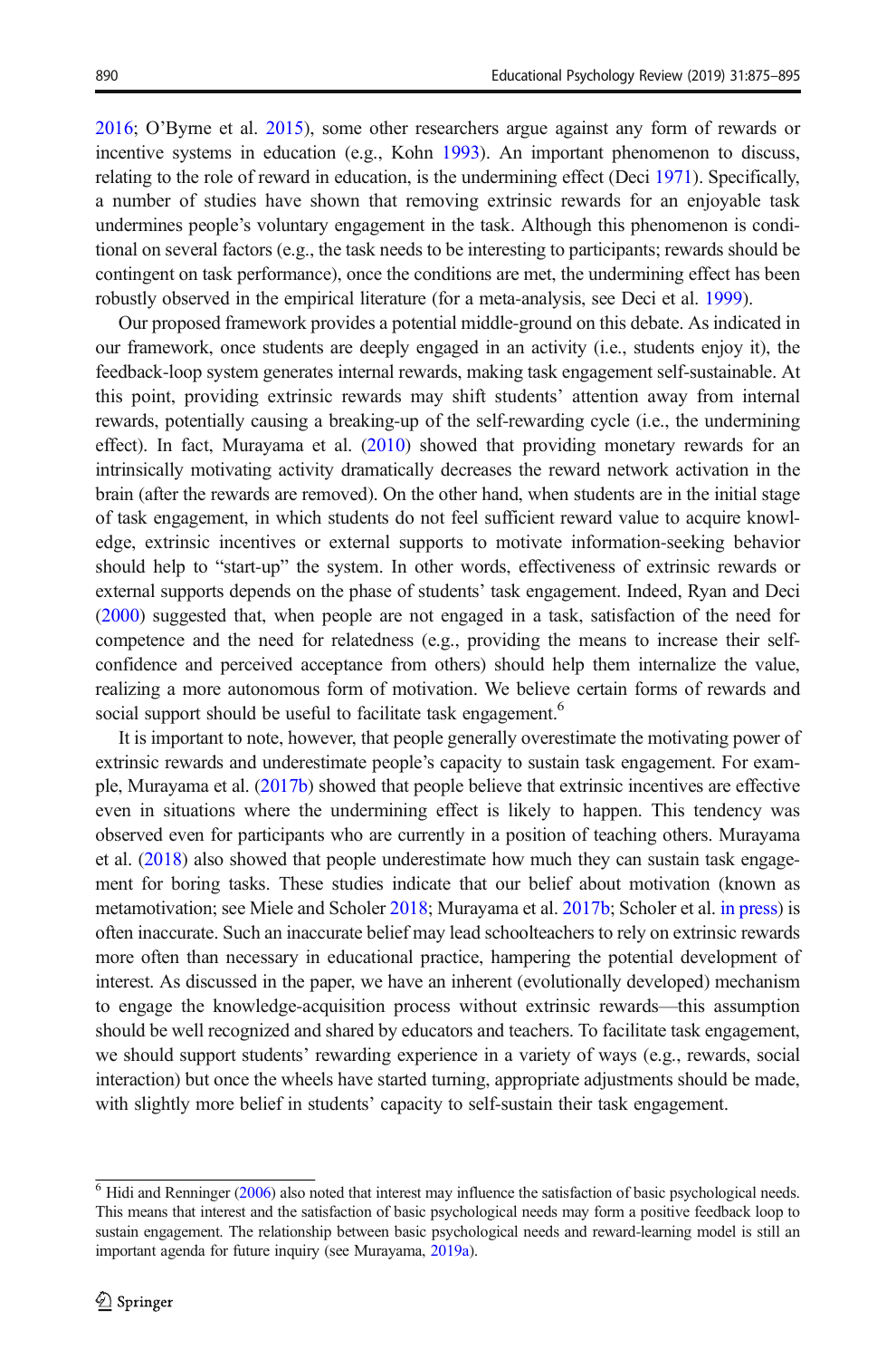2016; O'Byrne et al. 2015), some other researchers argue against any form of rewards or incentive systems in education (e.g., Kohn 1993). An important phenomenon to discuss, relating to the role of reward in education, is the undermining effect (Deci 1971). Specifically, a number of studies have shown that removing extrinsic rewards for an enjoyable task undermines people's voluntary engagement in the task. Although this phenomenon is conditional on several factors (e.g., the task needs to be interesting to participants; rewards should be contingent on task performance), once the conditions are met, the undermining effect has been robustly observed in the empirical literature (for a meta-analysis, see Deci et al. 1999).

Our proposed framework provides a potential middle-ground on this debate. As indicated in our framework, once students are deeply engaged in an activity (i.e., students enjoy it), the feedback-loop system generates internal rewards, making task engagement self-sustainable. At this point, providing extrinsic rewards may shift students' attention away from internal rewards, potentially causing a breaking-up of the self-rewarding cycle (i.e., the undermining effect). In fact, Murayama et al. (2010) showed that providing monetary rewards for an intrinsically motivating activity dramatically decreases the reward network activation in the brain (after the rewards are removed). On the other hand, when students are in the initial stage of task engagement, in which students do not feel sufficient reward value to acquire knowledge, extrinsic incentives or external supports to motivate information-seeking behavior should help to "start-up" the system. In other words, effectiveness of extrinsic rewards or external supports depends on the phase of students' task engagement. Indeed, Ryan and Deci (2000) suggested that, when people are not engaged in a task, satisfaction of the need for competence and the need for relatedness (e.g., providing the means to increase their self-confidence and perceived acceptance from others) should help them internalize the value, realizing a more autonomous form of motivation. We believe certain forms of rewards and social support should be useful to facilitate task engagement.[6]

It is important to note, however, that people generally overestimate the motivating power of extrinsic rewards and underestimate people's capacity to sustain task engagement. For example, Murayama et al. (2017b) showed that people believe that extrinsic incentives are effective even in situations where the undermining effect is likely to happen. This tendency was observed even for participants who are currently in a position of teaching others. Murayama et al. (2018) also showed that people underestimate how much they can sustain task engagement for boring tasks. These studies indicate that our belief about motivation (known as metamotivation; see Miele and Scholer 2018; Murayama et al. 2017b; Scholer et al. in press) is often inaccurate. Such an inaccurate belief may lead schoolteachers to rely on extrinsic rewards more often than necessary in educational practice, hampering the potential development of interest. As discussed in the paper, we have an inherent (evolutionally developed) mechanism to engage the knowledge-acquisition process without extrinsic rewards—this assumption should be well recognized and shared by educators and teachers. To facilitate task engagement, we should support students' rewarding experience in a variety of ways (e.g., rewards, social interaction) but once the wheels have started turning, appropriate adjustments should be made, with slightly more belief in students' capacity to self-sustain their task engagement.

[6] Hidi and Renninger (2006) also noted that interest may influence the satisfaction of basic psychological needs. This means that interest and the satisfaction of basic psychological needs may form a positive feedback loop to sustain engagement. The relationship between basic psychological needs and reward-learning model is still an important agenda for future inquiry (see Murayama, 2019a).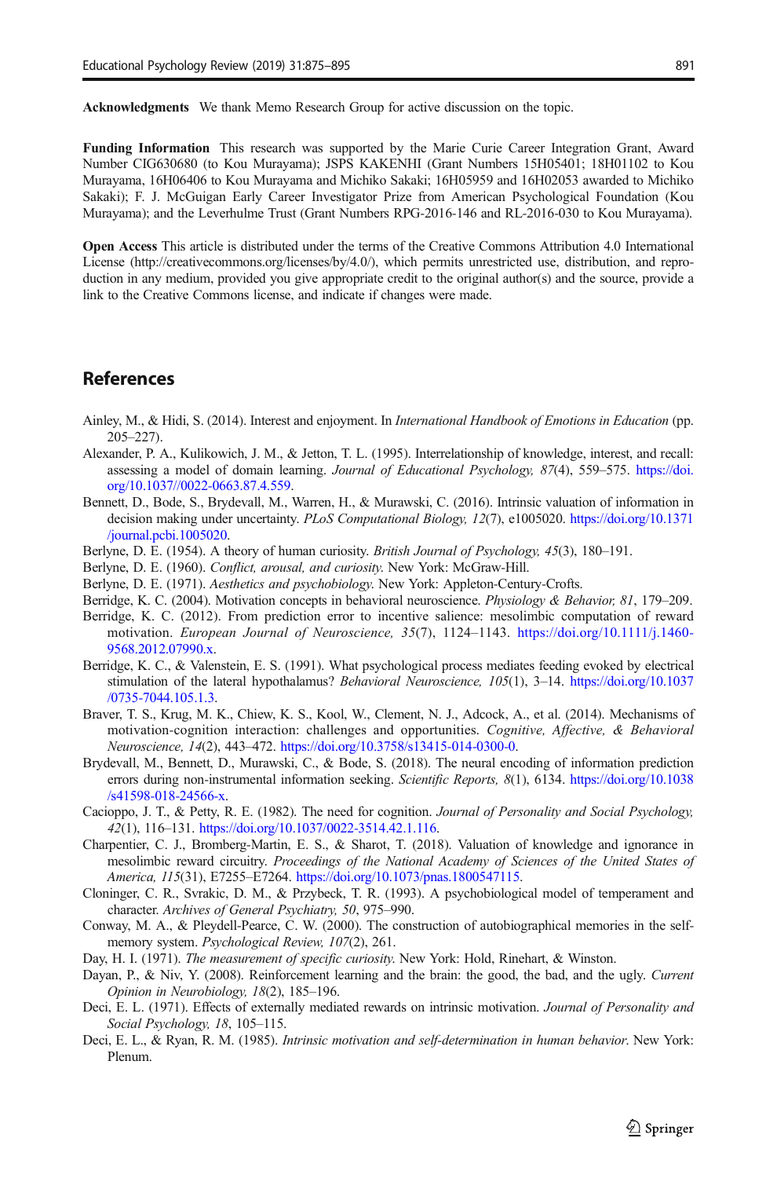**Acknowledgments** We thank Memo Research Group for active discussion on the topic.

**Funding Information** This research was supported by the Marie Curie Career Integration Grant, Award Number CIG630680 (to Kou Murayama); JSPS KAKENHI (Grant Numbers 15H05401; 18H01102 to Kou Murayama, 16H06406 to Kou Murayama and Michiko Sakaki; 16H05959 and 16H02053 awarded to Michiko Sakaki); F. J. McGuigan Early Career Investigator Prize from American Psychological Foundation (Kou Murayama); and the Leverhulme Trust (Grant Numbers RPG-2016-146 and RL-2016-030 to Kou Murayama).

**Open Access** This article is distributed under the terms of the Creative Commons Attribution 4.0 International License (http://creativecommons.org/licenses/by/4.0/), which permits unrestricted use, distribution, and reproduction in any medium, provided you give appropriate credit to the original author(s) and the source, provide a link to the Creative Commons license, and indicate if changes were made.

## References

Ainley, M., & Hidi, S. (2014). Interest and enjoyment. In *International Handbook of Emotions in Education* (pp. 205–227).

Alexander, P. A., Kulikowich, J. M., & Jetton, T. L. (1995). Interrelationship of knowledge, interest, and recall: assessing a model of domain learning. *Journal of Educational Psychology, 87*(4), 559–575. https://doi.org/10.1037//0022-0663.87.4.559.

Bennett, D., Bode, S., Brydevall, M., Warren, H., & Murawski, C. (2016). Intrinsic valuation of information in decision making under uncertainty. *PLoS Computational Biology, 12*(7), e1005020. https://doi.org/10.1371/journal.pcbi.1005020.

Berlyne, D. E. (1954). A theory of human curiosity. *British Journal of Psychology, 45*(3), 180–191.

Berlyne, D. E. (1960). *Conflict, arousal, and curiosity.* New York: McGraw-Hill.

Berlyne, D. E. (1971). *Aesthetics and psychobiology.* New York: Appleton-Century-Crofts.

Berridge, K. C. (2004). Motivation concepts in behavioral neuroscience. *Physiology & Behavior, 81*, 179–209.

Berridge, K. C. (2012). From prediction error to incentive salience: mesolimbic computation of reward motivation. *European Journal of Neuroscience, 35*(7), 1124–1143. https://doi.org/10.1111/j.1460-9568.2012.07990.x.

Berridge, K. C., & Valenstein, E. S. (1991). What psychological process mediates feeding evoked by electrical stimulation of the lateral hypothalamus? *Behavioral Neuroscience, 105*(1), 3–14. https://doi.org/10.1037/0735-7044.105.1.3.

Braver, T. S., Krug, M. K., Chiew, K. S., Kool, W., Clement, N. J., Adcock, A., et al. (2014). Mechanisms of motivation-cognition interaction: challenges and opportunities. *Cognitive, Affective, & Behavioral Neuroscience, 14*(2), 443–472. https://doi.org/10.3758/s13415-014-0300-0.

Brydevall, M., Bennett, D., Murawski, C., & Bode, S. (2018). The neural encoding of information prediction errors during non-instrumental information seeking. *Scientific Reports, 8*(1), 6134. https://doi.org/10.1038/s41598-018-24566-x.

Cacioppo, J. T., & Petty, R. E. (1982). The need for cognition. *Journal of Personality and Social Psychology, 42*(1), 116–131. https://doi.org/10.1037/0022-3514.42.1.116.

Charpentier, C. J., Bromberg-Martin, E. S., & Sharot, T. (2018). Valuation of knowledge and ignorance in mesolimbic reward circuitry. *Proceedings of the National Academy of Sciences of the United States of America, 115*(31), E7255–E7264. https://doi.org/10.1073/pnas.1800547115.

Cloninger, C. R., Svrakic, D. M., & Przybeck, T. R. (1993). A psychobiological model of temperament and character. *Archives of General Psychiatry, 50*, 975–990.

Conway, M. A., & Pleydell-Pearce, C. W. (2000). The construction of autobiographical memories in the self-memory system. *Psychological Review, 107*(2), 261.

Day, H. I. (1971). *The measurement of specific curiosity.* New York: Hold, Rinehart, & Winston.

Dayan, P., & Niv, Y. (2008). Reinforcement learning and the brain: the good, the bad, and the ugly. *Current Opinion in Neurobiology, 18*(2), 185–196.

Deci, E. L. (1971). Effects of externally mediated rewards on intrinsic motivation. *Journal of Personality and Social Psychology, 18*, 105–115.

Deci, E. L., & Ryan, R. M. (1985). *Intrinsic motivation and self-determination in human behavior.* New York: Plenum.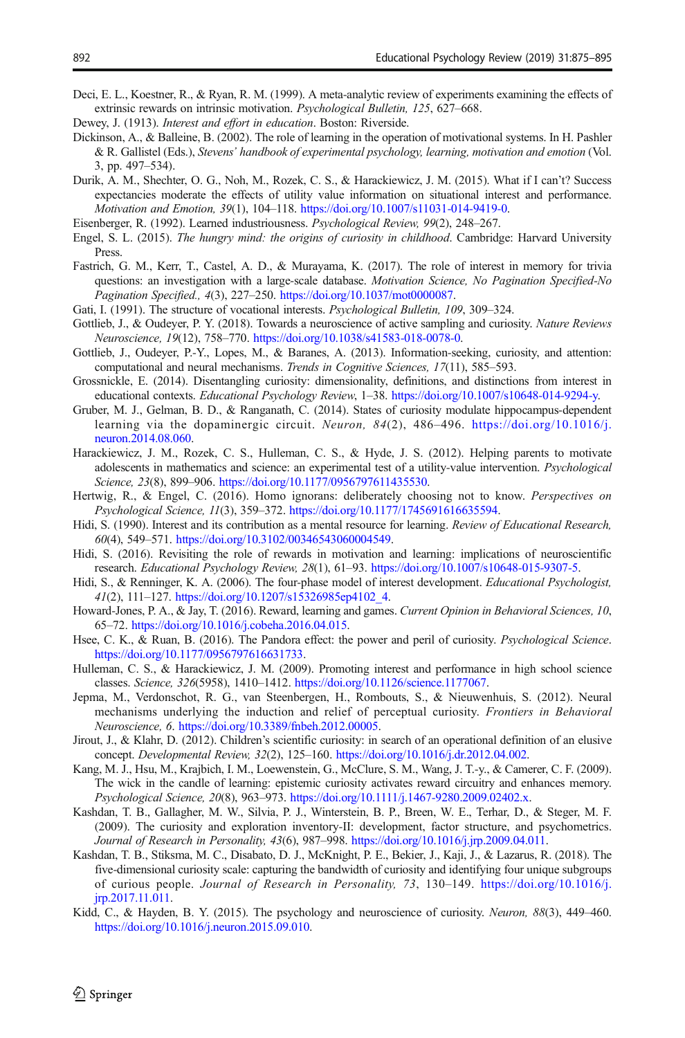Deci, E. L., Koestner, R., & Ryan, R. M. (1999). A meta-analytic review of experiments examining the effects of extrinsic rewards on intrinsic motivation. *Psychological Bulletin, 125*, 627–668.

Dewey, J. (1913). *Interest and effort in education*. Boston: Riverside.

Dickinson, A., & Balleine, B. (2002). The role of learning in the operation of motivational systems. In H. Pashler & R. Gallistel (Eds.), *Stevens' handbook of experimental psychology, learning, motivation and emotion* (Vol. 3, pp. 497–534).

Durik, A. M., Shechter, O. G., Noh, M., Rozek, C. S., & Harackiewicz, J. M. (2015). What if I can't? Success expectancies moderate the effects of utility value information on situational interest and performance. *Motivation and Emotion, 39*(1), 104–118. https://doi.org/10.1007/s11031-014-9419-0.

Eisenberger, R. (1992). Learned industriousness. *Psychological Review, 99*(2), 248–267.

Engel, S. L. (2015). *The hungry mind: the origins of curiosity in childhood*. Cambridge: Harvard University Press.

Fastrich, G. M., Kerr, T., Castel, A. D., & Murayama, K. (2017). The role of interest in memory for trivia questions: an investigation with a large-scale database. *Motivation Science, No Pagination Specified-No Pagination Specified., 4*(3), 227–250. https://doi.org/10.1037/mot0000087.

Gati, I. (1991). The structure of vocational interests. *Psychological Bulletin, 109*, 309–324.

Gottlieb, J., & Oudeyer, P. Y. (2018). Towards a neuroscience of active sampling and curiosity. *Nature Reviews Neuroscience, 19*(12), 758–770. https://doi.org/10.1038/s41583-018-0078-0.

Gottlieb, J., Oudeyer, P.-Y., Lopes, M., & Baranes, A. (2013). Information-seeking, curiosity, and attention: computational and neural mechanisms. *Trends in Cognitive Sciences, 17*(11), 585–593.

Grossnickle, E. (2014). Disentangling curiosity: dimensionality, definitions, and distinctions from interest in educational contexts. *Educational Psychology Review*, 1–38. https://doi.org/10.1007/s10648-014-9294-y.

Gruber, M. J., Gelman, B. D., & Ranganath, C. (2014). States of curiosity modulate hippocampus-dependent learning via the dopaminergic circuit. *Neuron, 84*(2), 486–496. https://doi.org/10.1016/j.neuron.2014.08.060.

Harackiewicz, J. M., Rozek, C. S., Hulleman, C. S., & Hyde, J. S. (2012). Helping parents to motivate adolescents in mathematics and science: an experimental test of a utility-value intervention. *Psychological Science, 23*(8), 899–906. https://doi.org/10.1177/0956797611435530.

Hertwig, R., & Engel, C. (2016). Homo ignorans: deliberately choosing not to know. *Perspectives on Psychological Science, 11*(3), 359–372. https://doi.org/10.1177/1745691616635594.

Hidi, S. (1990). Interest and its contribution as a mental resource for learning. *Review of Educational Research, 60*(4), 549–571. https://doi.org/10.3102/00346543060004549.

Hidi, S. (2016). Revisiting the role of rewards in motivation and learning: implications of neuroscientific research. *Educational Psychology Review, 28*(1), 61–93. https://doi.org/10.1007/s10648-015-9307-5.

Hidi, S., & Renninger, K. A. (2006). The four-phase model of interest development. *Educational Psychologist, 41*(2), 111–127. https://doi.org/10.1207/s15326985ep4102_4.

Howard-Jones, P. A., & Jay, T. (2016). Reward, learning and games. *Current Opinion in Behavioral Sciences, 10*, 65–72. https://doi.org/10.1016/j.cobeha.2016.04.015.

Hsee, C. K., & Ruan, B. (2016). The Pandora effect: the power and peril of curiosity. *Psychological Science*. https://doi.org/10.1177/0956797616631733.

Hulleman, C. S., & Harackiewicz, J. M. (2009). Promoting interest and performance in high school science classes. *Science, 326*(5958), 1410–1412. https://doi.org/10.1126/science.1177067.

Jepma, M., Verdonschot, R. G., van Steenbergen, H., Rombouts, S., & Nieuwenhuis, S. (2012). Neural mechanisms underlying the induction and relief of perceptual curiosity. *Frontiers in Behavioral Neuroscience, 6*. https://doi.org/10.3389/fnbeh.2012.00005.

Jirout, J., & Klahr, D. (2012). Children's scientific curiosity: in search of an operational definition of an elusive concept. *Developmental Review, 32*(2), 125–160. https://doi.org/10.1016/j.dr.2012.04.002.

Kang, M. J., Hsu, M., Krajbich, I. M., Loewenstein, G., McClure, S. M., Wang, J. T.-y., & Camerer, C. F. (2009). The wick in the candle of learning: epistemic curiosity activates reward circuitry and enhances memory. *Psychological Science, 20*(8), 963–973. https://doi.org/10.1111/j.1467-9280.2009.02402.x.

Kashdan, T. B., Gallagher, M. W., Silvia, P. J., Winterstein, B. P., Breen, W. E., Terhar, D., & Steger, M. F. (2009). The curiosity and exploration inventory-II: development, factor structure, and psychometrics. *Journal of Research in Personality, 43*(6), 987–998. https://doi.org/10.1016/j.jrp.2009.04.011.

Kashdan, T. B., Stiksma, M. C., Disabato, D. J., McKnight, P. E., Bekier, J., Kaji, J., & Lazarus, R. (2018). The five-dimensional curiosity scale: capturing the bandwidth of curiosity and identifying four unique subgroups of curious people. *Journal of Research in Personality, 73*, 130–149. https://doi.org/10.1016/j.jrp.2017.11.011.

Kidd, C., & Hayden, B. Y. (2015). The psychology and neuroscience of curiosity. *Neuron, 88*(3), 449–460. https://doi.org/10.1016/j.neuron.2015.09.010.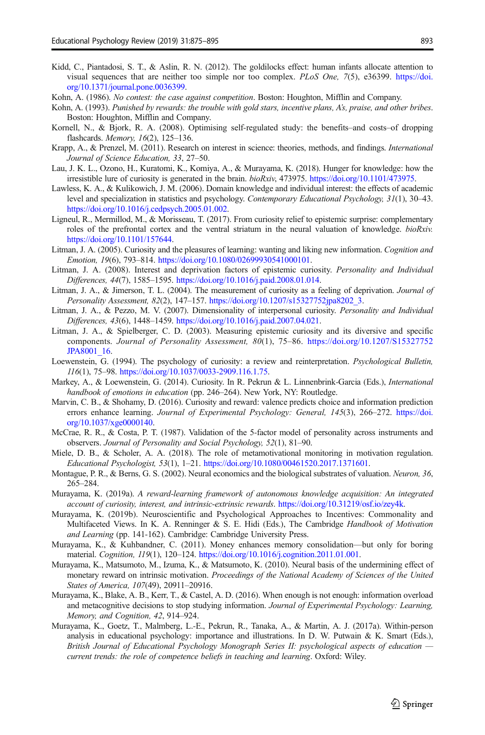Kidd, C., Piantadosi, S. T., & Aslin, R. N. (2012). The goldilocks effect: human infants allocate attention to visual sequences that are neither too simple nor too complex. *PLoS One, 7*(5), e36399. https://doi.org/10.1371/journal.pone.0036399.

Kohn, A. (1986). *No contest: the case against competition*. Boston: Houghton, Mifflin and Company.

Kohn, A. (1993). *Punished by rewards: the trouble with gold stars, incentive plans, A's, praise, and other bribes*. Boston: Houghton, Mifflin and Company.

Kornell, N., & Bjork, R. A. (2008). Optimising self-regulated study: the benefits–and costs–of dropping flashcards. *Memory, 16*(2), 125–136.

Krapp, A., & Prenzel, M. (2011). Research on interest in science: theories, methods, and findings. *International Journal of Science Education, 33*, 27–50.

Lau, J. K. L., Ozono, H., Kuratomi, K., Komiya, A., & Murayama, K. (2018). Hunger for knowledge: how the irresistible lure of curiosity is generated in the brain. *bioRxiv*, 473975. https://doi.org/10.1101/473975.

Lawless, K. A., & Kulikowich, J. M. (2006). Domain knowledge and individual interest: the effects of academic level and specialization in statistics and psychology. *Contemporary Educational Psychology, 31*(1), 30–43. https://doi.org/10.1016/j.cedpsych.2005.01.002.

Ligneul, R., Mermillod, M., & Morisseau, T. (2017). From curiosity relief to epistemic surprise: complementary roles of the prefrontal cortex and the ventral striatum in the neural valuation of knowledge. *bioRxiv.* https://doi.org/10.1101/157644.

Litman, J. A. (2005). Curiosity and the pleasures of learning: wanting and liking new information. *Cognition and Emotion, 19*(6), 793–814. https://doi.org/10.1080/02699930541000101.

Litman, J. A. (2008). Interest and deprivation factors of epistemic curiosity. *Personality and Individual Differences, 44*(7), 1585–1595. https://doi.org/10.1016/j.paid.2008.01.014.

Litman, J. A., & Jimerson, T. L. (2004). The measurement of curiosity as a feeling of deprivation. *Journal of Personality Assessment, 82*(2), 147–157. https://doi.org/10.1207/s15327752jpa8202_3.

Litman, J. A., & Pezzo, M. V. (2007). Dimensionality of interpersonal curiosity. *Personality and Individual Differences, 43*(6), 1448–1459. https://doi.org/10.1016/j.paid.2007.04.021.

Litman, J. A., & Spielberger, C. D. (2003). Measuring epistemic curiosity and its diversive and specific components. *Journal of Personality Assessment, 80*(1), 75–86. https://doi.org/10.1207/S15327752JPA8001_16.

Loewenstein, G. (1994). The psychology of curiosity: a review and reinterpretation. *Psychological Bulletin, 116*(1), 75–98. https://doi.org/10.1037/0033-2909.116.1.75.

Markey, A., & Loewenstein, G. (2014). Curiosity. In R. Pekrun & L. Linnenbrink-Garcia (Eds.), *International handbook of emotions in education* (pp. 246–264). New York, NY: Routledge.

Marvin, C. B., & Shohamy, D. (2016). Curiosity and reward: valence predicts choice and information prediction errors enhance learning. *Journal of Experimental Psychology: General, 145*(3), 266–272. https://doi.org/10.1037/xge0000140.

McCrae, R. R., & Costa, P. T. (1987). Validation of the 5-factor model of personality across instruments and observers. *Journal of Personality and Social Psychology, 52*(1), 81–90.

Miele, D. B., & Scholer, A. A. (2018). The role of metamotivational monitoring in motivation regulation. *Educational Psychologist, 53*(1), 1–21. https://doi.org/10.1080/00461520.2017.1371601.

Montague, P. R., & Berns, G. S. (2002). Neural economics and the biological substrates of valuation. *Neuron, 36*, 265–284.

Murayama, K. (2019a). *A reward-learning framework of autonomous knowledge acquisition: An integrated account of curiosity, interest, and intrinsic-extrinsic rewards*. https://doi.org/10.31219/osf.io/zey4k.

Murayama, K. (2019b). Neuroscientific and Psychological Approaches to Incentives: Commonality and Multifaceted Views. In K. A. Renninger & S. E. Hidi (Eds.), The Cambridge *Handbook of Motivation and Learning* (pp. 141-162). Cambridge: Cambridge University Press.

Murayama, K., & Kuhbandner, C. (2011). Money enhances memory consolidation—but only for boring material. *Cognition, 119*(1), 120–124. https://doi.org/10.1016/j.cognition.2011.01.001.

Murayama, K., Matsumoto, M., Izuma, K., & Matsumoto, K. (2010). Neural basis of the undermining effect of monetary reward on intrinsic motivation. *Proceedings of the National Academy of Sciences of the United States of America, 107*(49), 20911–20916.

Murayama, K., Blake, A. B., Kerr, T., & Castel, A. D. (2016). When enough is not enough: information overload and metacognitive decisions to stop studying information. *Journal of Experimental Psychology: Learning, Memory, and Cognition, 42*, 914–924.

Murayama, K., Goetz, T., Malmberg, L.-E., Pekrun, R., Tanaka, A., & Martin, A. J. (2017a). Within-person analysis in educational psychology: importance and illustrations. In D. W. Putwain & K. Smart (Eds.), *British Journal of Educational Psychology Monograph Series II: psychological aspects of education — current trends: the role of competence beliefs in teaching and learning*. Oxford: Wiley.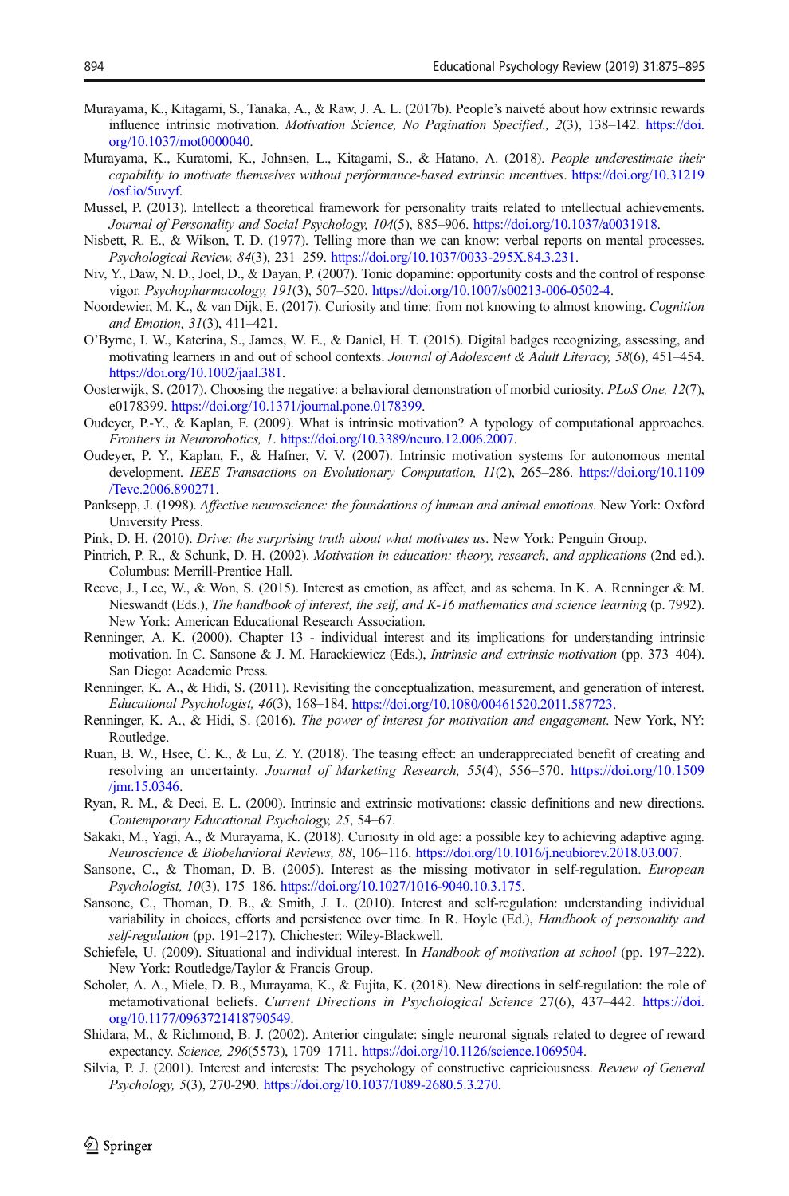Murayama, K., Kitagami, S., Tanaka, A., & Raw, J. A. L. (2017b). People's naiveté about how extrinsic rewards influence intrinsic motivation. *Motivation Science, No Pagination Specified., 2*(3), 138–142. https://doi.org/10.1037/mot0000040.

Murayama, K., Kuratomi, K., Johnsen, L., Kitagami, S., & Hatano, A. (2018). *People underestimate their capability to motivate themselves without performance-based extrinsic incentives*. https://doi.org/10.31219/osf.io/5uvyf.

Mussel, P. (2013). Intellect: a theoretical framework for personality traits related to intellectual achievements. *Journal of Personality and Social Psychology, 104*(5), 885–906. https://doi.org/10.1037/a0031918.

Nisbett, R. E., & Wilson, T. D. (1977). Telling more than we can know: verbal reports on mental processes. *Psychological Review, 84*(3), 231–259. https://doi.org/10.1037/0033-295X.84.3.231.

Niv, Y., Daw, N. D., Joel, D., & Dayan, P. (2007). Tonic dopamine: opportunity costs and the control of response vigor. *Psychopharmacology, 191*(3), 507–520. https://doi.org/10.1007/s00213-006-0502-4.

Noordewier, M. K., & van Dijk, E. (2017). Curiosity and time: from not knowing to almost knowing. *Cognition and Emotion, 31*(3), 411–421.

O'Byrne, I. W., Katerina, S., James, W. E., & Daniel, H. T. (2015). Digital badges recognizing, assessing, and motivating learners in and out of school contexts. *Journal of Adolescent & Adult Literacy, 58*(6), 451–454. https://doi.org/10.1002/jaal.381.

Oosterwijk, S. (2017). Choosing the negative: a behavioral demonstration of morbid curiosity. *PLoS One, 12*(7), e0178399. https://doi.org/10.1371/journal.pone.0178399.

Oudeyer, P.-Y., & Kaplan, F. (2009). What is intrinsic motivation? A typology of computational approaches. *Frontiers in Neurorobotics, 1*. https://doi.org/10.3389/neuro.12.006.2007.

Oudeyer, P. Y., Kaplan, F., & Hafner, V. V. (2007). Intrinsic motivation systems for autonomous mental development. *IEEE Transactions on Evolutionary Computation, 11*(2), 265–286. https://doi.org/10.1109/Tevc.2006.890271.

Panksepp, J. (1998). *Affective neuroscience: the foundations of human and animal emotions*. New York: Oxford University Press.

Pink, D. H. (2010). *Drive: the surprising truth about what motivates us*. New York: Penguin Group.

Pintrich, P. R., & Schunk, D. H. (2002). *Motivation in education: theory, research, and applications* (2nd ed.). Columbus: Merrill-Prentice Hall.

Reeve, J., Lee, W., & Won, S. (2015). Interest as emotion, as affect, and as schema. In K. A. Renninger & M. Nieswandt (Eds.), *The handbook of interest, the self, and K-16 mathematics and science learning* (p. 7992). New York: American Educational Research Association.

Renninger, A. K. (2000). Chapter 13 - individual interest and its implications for understanding intrinsic motivation. In C. Sansone & J. M. Harackiewicz (Eds.), *Intrinsic and extrinsic motivation* (pp. 373–404). San Diego: Academic Press.

Renninger, K. A., & Hidi, S. (2011). Revisiting the conceptualization, measurement, and generation of interest. *Educational Psychologist, 46*(3), 168–184. https://doi.org/10.1080/00461520.2011.587723.

Renninger, K. A., & Hidi, S. (2016). *The power of interest for motivation and engagement*. New York, NY: Routledge.

Ruan, B. W., Hsee, C. K., & Lu, Z. Y. (2018). The teasing effect: an underappreciated benefit of creating and resolving an uncertainty. *Journal of Marketing Research, 55*(4), 556–570. https://doi.org/10.1509/jmr.15.0346.

Ryan, R. M., & Deci, E. L. (2000). Intrinsic and extrinsic motivations: classic definitions and new directions. *Contemporary Educational Psychology, 25*, 54–67.

Sakaki, M., Yagi, A., & Murayama, K. (2018). Curiosity in old age: a possible key to achieving adaptive aging. *Neuroscience & Biobehavioral Reviews, 88*, 106–116. https://doi.org/10.1016/j.neubiorev.2018.03.007.

Sansone, C., & Thoman, D. B. (2005). Interest as the missing motivator in self-regulation. *European Psychologist, 10*(3), 175–186. https://doi.org/10.1027/1016-9040.10.3.175.

Sansone, C., Thoman, D. B., & Smith, J. L. (2010). Interest and self-regulation: understanding individual variability in choices, efforts and persistence over time. In R. Hoyle (Ed.), *Handbook of personality and self-regulation* (pp. 191–217). Chichester: Wiley-Blackwell.

Schiefele, U. (2009). Situational and individual interest. In *Handbook of motivation at school* (pp. 197–222). New York: Routledge/Taylor & Francis Group.

Scholer, A. A., Miele, D. B., Murayama, K., & Fujita, K. (2018). New directions in self-regulation: the role of metamotivational beliefs. *Current Directions in Psychological Science* 27(6), 437–442. https://doi.org/10.1177/0963721418790549.

Shidara, M., & Richmond, B. J. (2002). Anterior cingulate: single neuronal signals related to degree of reward expectancy. *Science, 296*(5573), 1709–1711. https://doi.org/10.1126/science.1069504.

Silvia, P. J. (2001). Interest and interests: The psychology of constructive capriciousness. *Review of General Psychology, 5*(3), 270-290. https://doi.org/10.1037/1089-2680.5.3.270.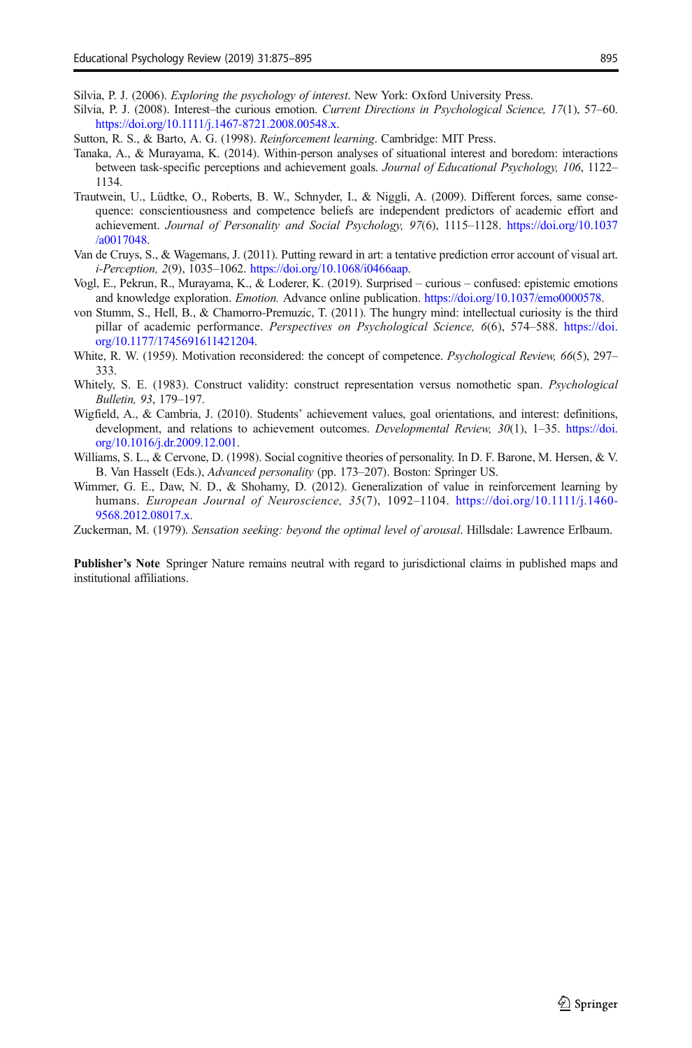Silvia, P. J. (2006). *Exploring the psychology of interest*. New York: Oxford University Press.

Silvia, P. J. (2008). Interest–the curious emotion. *Current Directions in Psychological Science, 17*(1), 57–60. https://doi.org/10.1111/j.1467-8721.2008.00548.x.

Sutton, R. S., & Barto, A. G. (1998). *Reinforcement learning*. Cambridge: MIT Press.

Tanaka, A., & Murayama, K. (2014). Within-person analyses of situational interest and boredom: interactions between task-specific perceptions and achievement goals. *Journal of Educational Psychology, 106*, 1122–1134.

Trautwein, U., Lüdtke, O., Roberts, B. W., Schnyder, I., & Niggli, A. (2009). Different forces, same consequence: conscientiousness and competence beliefs are independent predictors of academic effort and achievement. *Journal of Personality and Social Psychology, 97*(6), 1115–1128. https://doi.org/10.1037/a0017048.

Van de Cruys, S., & Wagemans, J. (2011). Putting reward in art: a tentative prediction error account of visual art. *i-Perception, 2*(9), 1035–1062. https://doi.org/10.1068/i0466aap.

Vogl, E., Pekrun, R., Murayama, K., & Loderer, K. (2019). Surprised – curious – confused: epistemic emotions and knowledge exploration. *Emotion.* Advance online publication. https://doi.org/10.1037/emo0000578.

von Stumm, S., Hell, B., & Chamorro-Premuzic, T. (2011). The hungry mind: intellectual curiosity is the third pillar of academic performance. *Perspectives on Psychological Science, 6*(6), 574–588. https://doi.org/10.1177/1745691611421204.

White, R. W. (1959). Motivation reconsidered: the concept of competence. *Psychological Review, 66*(5), 297–333.

Whitely, S. E. (1983). Construct validity: construct representation versus nomothetic span. *Psychological Bulletin, 93*, 179–197.

Wigfield, A., & Cambria, J. (2010). Students' achievement values, goal orientations, and interest: definitions, development, and relations to achievement outcomes. *Developmental Review, 30*(1), 1–35. https://doi.org/10.1016/j.dr.2009.12.001.

Williams, S. L., & Cervone, D. (1998). Social cognitive theories of personality. In D. F. Barone, M. Hersen, & V. B. Van Hasselt (Eds.), *Advanced personality* (pp. 173–207). Boston: Springer US.

Wimmer, G. E., Daw, N. D., & Shohamy, D. (2012). Generalization of value in reinforcement learning by humans. *European Journal of Neuroscience, 35*(7), 1092–1104. https://doi.org/10.1111/j.1460-9568.2012.08017.x.

Zuckerman, M. (1979). *Sensation seeking: beyond the optimal level of arousal*. Hillsdale: Lawrence Erlbaum.

**Publisher's Note** Springer Nature remains neutral with regard to jurisdictional claims in published maps and institutional affiliations.